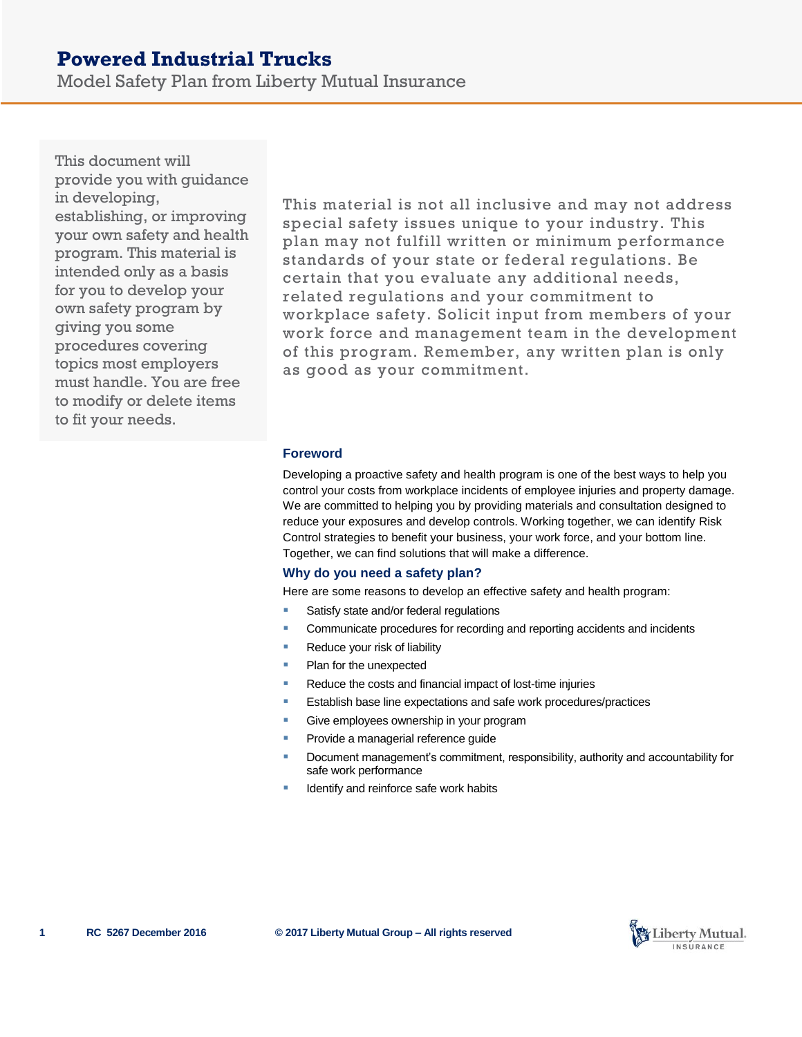# Powered Industrial Trucks

Model Safety Plan from Liberty Mutual Insurance

This document will provide you with guidance in developing, establishing, or improving your own safety and health program. This material is intended only as a basis for you to develop your own safety program by giving you some procedures covering topics most employers must handle. You are free to modify or delete items to fit your needs.

This material is not all inclusive and may not address special safety issues unique to your industry. This plan may not fulfill written or minimum performance standards of your state or federal regulations. Be certain that you evaluate any additional needs, related regulations and your commitment to workplace safety. Solicit input from members of your work force and management team in the development of this program. Remember, any written plan is only as good as your commitment.

## Foreword

Developing a proactive safety and health program is one of the best ways to help you control your costs from workplace incidents of employee injuries and property damage. We are committed to helping you by providing materials and consultation designed to reduce your exposures and develop controls. Working together, we can identify Risk Control strategies to benefit your business, your work force, and your bottom line. Together, we can find solutions that will make a difference.

## Why do you need a safety plan?

Here are some reasons to develop an effective safety and health program:

- Satisfy state and/or federal regulations
- Communicate procedures for recording and reporting accidents and incidents
- Reduce your risk of liability
- Plan for the unexpected
- Reduce the costs and financial impact of lost-time injuries
- Establish base line expectations and safe work procedures/practices
- Give employees ownership in your program
- Provide a managerial reference guide
- Document management's commitment, responsibility, authority and accountability for safe work performance
- Identify and reinforce safe work habits

RC 5267 December 2016 © 2017 Liberty Mutual Group – All rights reserved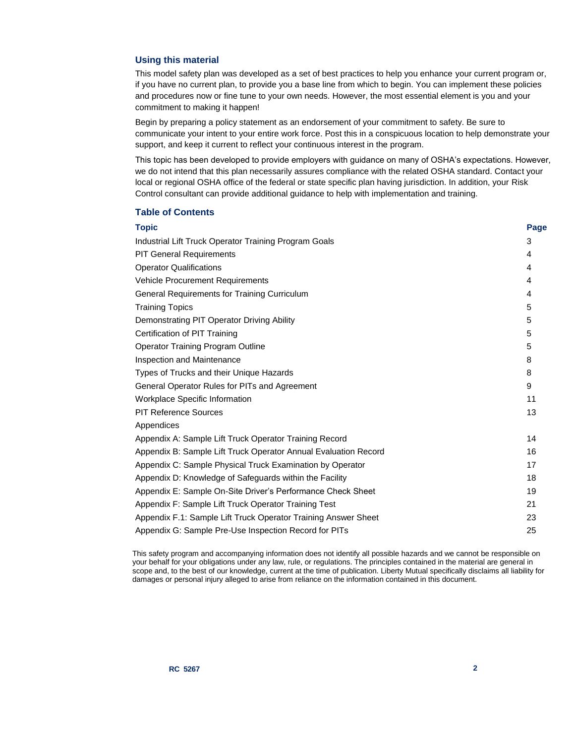## Using this material

This model safety plan was developed as a set of best practices to help you enhance your current program or, if you have no current plan, to provide you a base line from which to begin. You can implement these policies and procedures now or fine tune to your own needs. However, the most essential element is you and your commitment to making it happen!

Begin by preparing a policy statement as an endorsement of your commitment to safety. Be sure to communicate your intent to your entire work force. Post this in a conspicuous location to help demonstrate your support, and keep it current to reflect your continuous interest in the program.

This topic has been developed to provide employers with guidance on many of OSHA's expectations. However, we do not intend that this plan necessarily assures compliance with the related OSHA standard. Contact your local or regional OSHA office of the federal or state specific plan having jurisdiction. In addition, your Risk Control consultant can provide additional guidance to help with implementation and training.

## Table of Contents

| Topic | Page |
|---|---|
| Industrial Lift Truck Operator Training Program Goals | 3 |
| PIT General Requirements | 4 |
| Operator Qualifications | 4 |
| Vehicle Procurement Requirements | 4 |
| General Requirements for Training Curriculum | 4 |
| Training Topics | 5 |
| Demonstrating PIT Operator Driving Ability | 5 |
| Certification of PIT Training | 5 |
| Operator Training Program Outline | 5 |
| Inspection and Maintenance | 8 |
| Types of Trucks and their Unique Hazards | 8 |
| General Operator Rules for PITs and Agreement | 9 |
| Workplace Specific Information | 11 |
| PIT Reference Sources | 13 |
| Appendices | |
| Appendix A: Sample Lift Truck Operator Training Record | 14 |
| Appendix B: Sample Lift Truck Operator Annual Evaluation Record | 16 |
| Appendix C: Sample Physical Truck Examination by Operator | 17 |
| Appendix D: Knowledge of Safeguards within the Facility | 18 |
| Appendix E: Sample On-Site Driver's Performance Check Sheet | 19 |
| Appendix F: Sample Lift Truck Operator Training Test | 21 |
| Appendix F.1: Sample Lift Truck Operator Training Answer Sheet | 23 |
| Appendix G: Sample Pre-Use Inspection Record for PITs | 25 |

This safety program and accompanying information does not identify all possible hazards and we cannot be responsible on your behalf for your obligations under any law, rule, or regulations. The principles contained in the material are general in scope and, to the best of our knowledge, current at the time of publication. Liberty Mutual specifically disclaims all liability for damages or personal injury alleged to arise from reliance on the information contained in this document.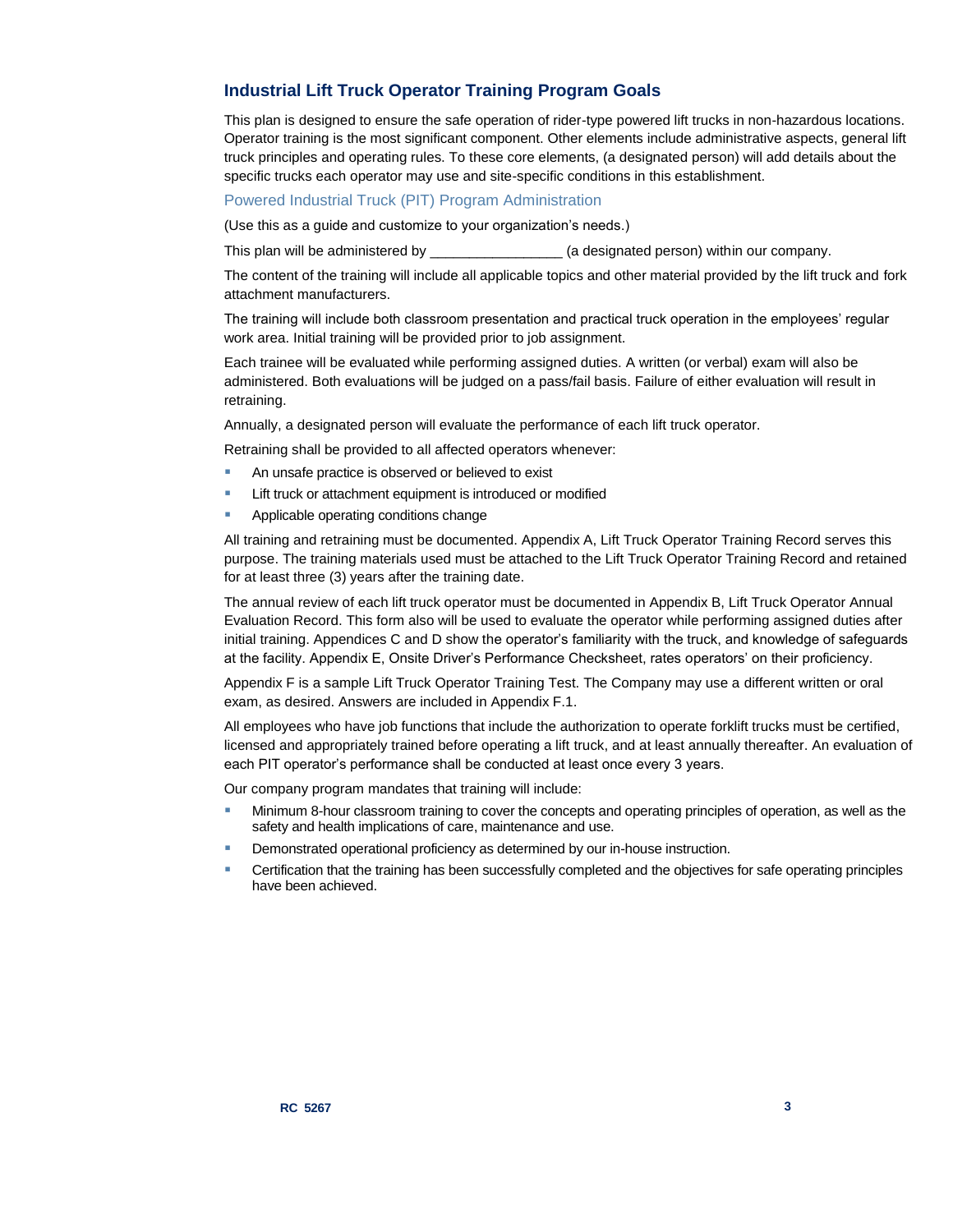## Industrial Lift Truck Operator Training Program Goals

This plan is designed to ensure the safe operation of rider-type powered lift trucks in non-hazardous locations. Operator training is the most significant component. Other elements include administrative aspects, general lift truck principles and operating rules. To these core elements, (a designated person) will add details about the specific trucks each operator may use and site-specific conditions in this establishment.

### Powered Industrial Truck (PIT) Program Administration

(Use this as a guide and customize to your organization's needs.)

This plan will be administered by ________________ (a designated person) within our company.

The content of the training will include all applicable topics and other material provided by the lift truck and fork attachment manufacturers.

The training will include both classroom presentation and practical truck operation in the employees' regular work area. Initial training will be provided prior to job assignment.

Each trainee will be evaluated while performing assigned duties. A written (or verbal) exam will also be administered. Both evaluations will be judged on a pass/fail basis. Failure of either evaluation will result in retraining.

Annually, a designated person will evaluate the performance of each lift truck operator.

Retraining shall be provided to all affected operators whenever:

- An unsafe practice is observed or believed to exist
- Lift truck or attachment equipment is introduced or modified
- Applicable operating conditions change

All training and retraining must be documented. Appendix A, Lift Truck Operator Training Record serves this purpose. The training materials used must be attached to the Lift Truck Operator Training Record and retained for at least three (3) years after the training date.

The annual review of each lift truck operator must be documented in Appendix B, Lift Truck Operator Annual Evaluation Record. This form also will be used to evaluate the operator while performing assigned duties after initial training. Appendices C and D show the operator's familiarity with the truck, and knowledge of safeguards at the facility. Appendix E, Onsite Driver's Performance Checksheet, rates operators' on their proficiency.

Appendix F is a sample Lift Truck Operator Training Test. The Company may use a different written or oral exam, as desired. Answers are included in Appendix F.1.

All employees who have job functions that include the authorization to operate forklift trucks must be certified, licensed and appropriately trained before operating a lift truck, and at least annually thereafter. An evaluation of each PIT operator's performance shall be conducted at least once every 3 years.

Our company program mandates that training will include:

- Minimum 8-hour classroom training to cover the concepts and operating principles of operation, as well as the safety and health implications of care, maintenance and use.
- Demonstrated operational proficiency as determined by our in-house instruction.
- Certification that the training has been successfully completed and the objectives for safe operating principles have been achieved.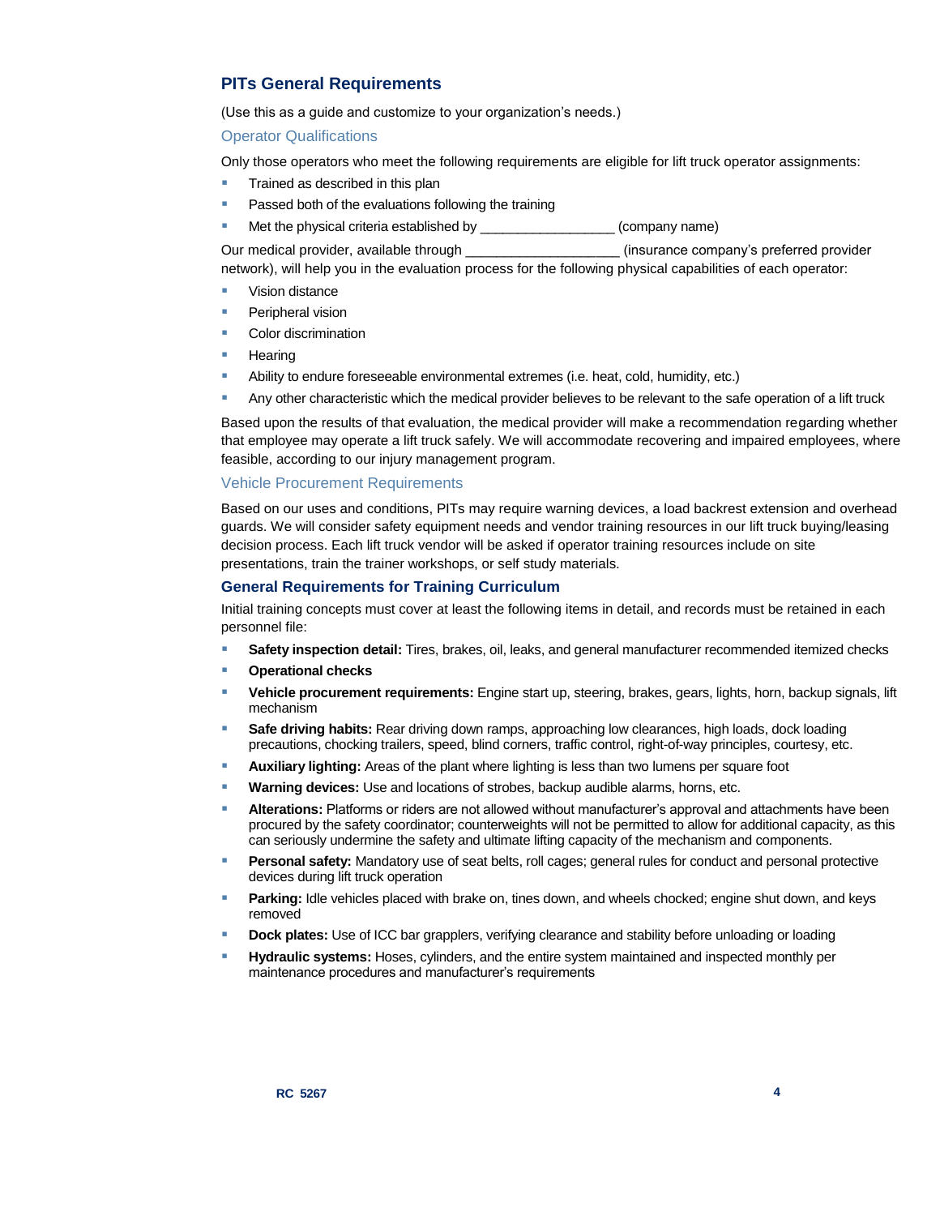## PITs General Requirements

(Use this as a guide and customize to your organization's needs.)

### Operator Qualifications

Only those operators who meet the following requirements are eligible for lift truck operator assignments:

- Trained as described in this plan
- Passed both of the evaluations following the training
- Met the physical criteria established by _________________ (company name)

Our medical provider, available through ___________________ (insurance company's preferred provider network), will help you in the evaluation process for the following physical capabilities of each operator:

- Vision distance
- Peripheral vision
- Color discrimination
- Hearing
- Ability to endure foreseeable environmental extremes (i.e. heat, cold, humidity, etc.)
- Any other characteristic which the medical provider believes to be relevant to the safe operation of a lift truck

Based upon the results of that evaluation, the medical provider will make a recommendation regarding whether that employee may operate a lift truck safely. We will accommodate recovering and impaired employees, where feasible, according to our injury management program.

### Vehicle Procurement Requirements

Based on our uses and conditions, PITs may require warning devices, a load backrest extension and overhead guards. We will consider safety equipment needs and vendor training resources in our lift truck buying/leasing decision process. Each lift truck vendor will be asked if operator training resources include on site presentations, train the trainer workshops, or self study materials.

## General Requirements for Training Curriculum

Initial training concepts must cover at least the following items in detail, and records must be retained in each personnel file:

- **Safety inspection detail:** Tires, brakes, oil, leaks, and general manufacturer recommended itemized checks
- **Operational checks**
- **Vehicle procurement requirements:** Engine start up, steering, brakes, gears, lights, horn, backup signals, lift mechanism
- **Safe driving habits:** Rear driving down ramps, approaching low clearances, high loads, dock loading precautions, chocking trailers, speed, blind corners, traffic control, right-of-way principles, courtesy, etc.
- **Auxiliary lighting:** Areas of the plant where lighting is less than two lumens per square foot
- **Warning devices:** Use and locations of strobes, backup audible alarms, horns, etc.
- **Alterations:** Platforms or riders are not allowed without manufacturer's approval and attachments have been procured by the safety coordinator; counterweights will not be permitted to allow for additional capacity, as this can seriously undermine the safety and ultimate lifting capacity of the mechanism and components.
- **Personal safety:** Mandatory use of seat belts, roll cages; general rules for conduct and personal protective devices during lift truck operation
- **Parking:** Idle vehicles placed with brake on, tines down, and wheels chocked; engine shut down, and keys removed
- **Dock plates:** Use of ICC bar grapplers, verifying clearance and stability before unloading or loading
- **Hydraulic systems:** Hoses, cylinders, and the entire system maintained and inspected monthly per maintenance procedures and manufacturer's requirements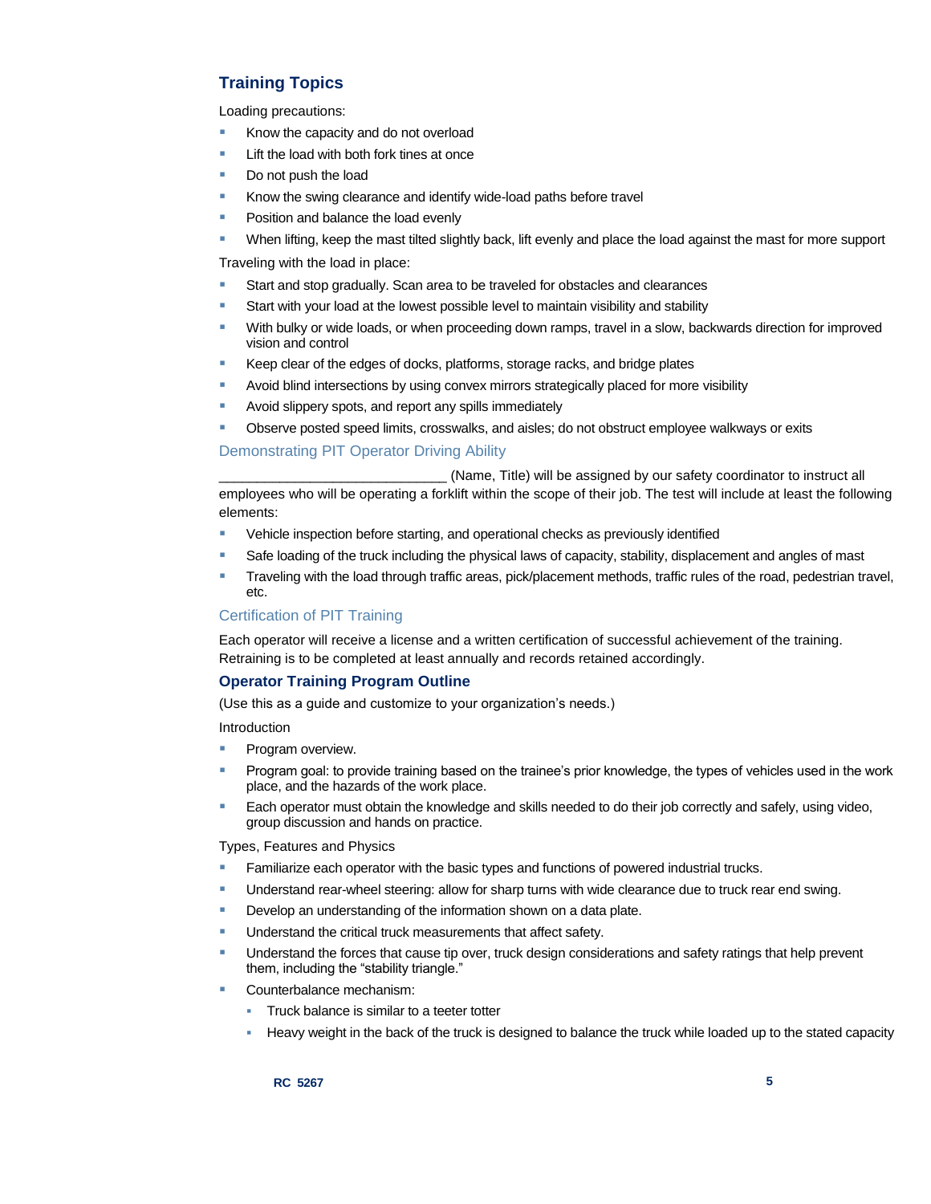## Training Topics

Loading precautions:

- Know the capacity and do not overload
- Lift the load with both fork tines at once
- Do not push the load
- Know the swing clearance and identify wide-load paths before travel
- Position and balance the load evenly
- When lifting, keep the mast tilted slightly back, lift evenly and place the load against the mast for more support

Traveling with the load in place:

- Start and stop gradually. Scan area to be traveled for obstacles and clearances
- Start with your load at the lowest possible level to maintain visibility and stability
- With bulky or wide loads, or when proceeding down ramps, travel in a slow, backwards direction for improved vision and control
- Keep clear of the edges of docks, platforms, storage racks, and bridge plates
- Avoid blind intersections by using convex mirrors strategically placed for more visibility
- Avoid slippery spots, and report any spills immediately
- Observe posted speed limits, crosswalks, and aisles; do not obstruct employee walkways or exits

### Demonstrating PIT Operator Driving Ability

_____________________________ (Name, Title) will be assigned by our safety coordinator to instruct all employees who will be operating a forklift within the scope of their job. The test will include at least the following elements:

- Vehicle inspection before starting, and operational checks as previously identified
- Safe loading of the truck including the physical laws of capacity, stability, displacement and angles of mast
- Traveling with the load through traffic areas, pick/placement methods, traffic rules of the road, pedestrian travel, etc.

### Certification of PIT Training

Each operator will receive a license and a written certification of successful achievement of the training. Retraining is to be completed at least annually and records retained accordingly.

## Operator Training Program Outline

(Use this as a guide and customize to your organization's needs.)

Introduction

- Program overview.
- Program goal: to provide training based on the trainee's prior knowledge, the types of vehicles used in the work place, and the hazards of the work place.
- Each operator must obtain the knowledge and skills needed to do their job correctly and safely, using video, group discussion and hands on practice.

Types, Features and Physics

- Familiarize each operator with the basic types and functions of powered industrial trucks.
- Understand rear-wheel steering: allow for sharp turns with wide clearance due to truck rear end swing.
- Develop an understanding of the information shown on a data plate.
- Understand the critical truck measurements that affect safety.
- Understand the forces that cause tip over, truck design considerations and safety ratings that help prevent them, including the "stability triangle."
- Counterbalance mechanism:
  - Truck balance is similar to a teeter totter
  - Heavy weight in the back of the truck is designed to balance the truck while loaded up to the stated capacity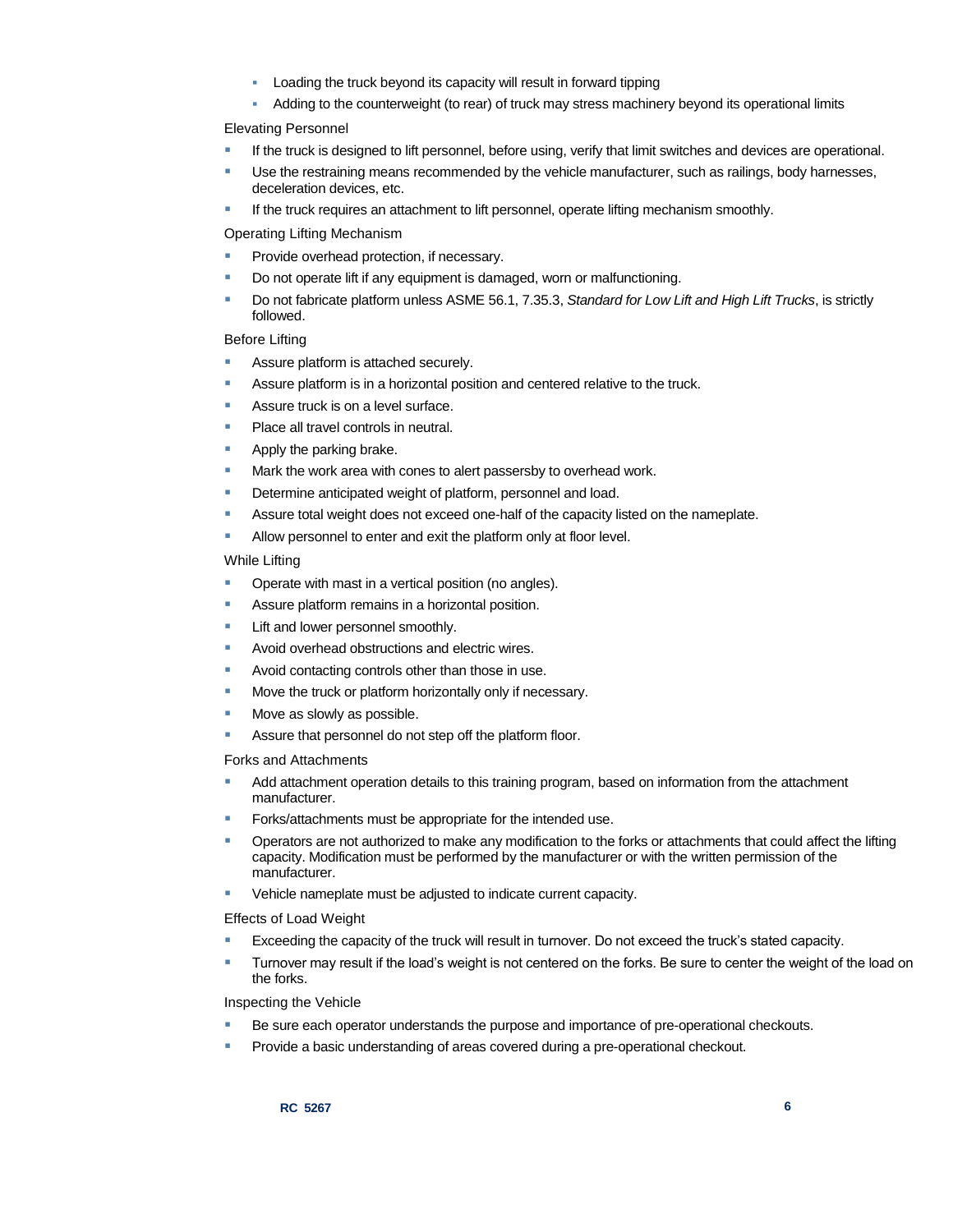- Loading the truck beyond its capacity will result in forward tipping
  - Adding to the counterweight (to rear) of truck may stress machinery beyond its operational limits

Elevating Personnel

- If the truck is designed to lift personnel, before using, verify that limit switches and devices are operational.
- Use the restraining means recommended by the vehicle manufacturer, such as railings, body harnesses, deceleration devices, etc.
- If the truck requires an attachment to lift personnel, operate lifting mechanism smoothly.

Operating Lifting Mechanism

- Provide overhead protection, if necessary.
- Do not operate lift if any equipment is damaged, worn or malfunctioning.
- Do not fabricate platform unless ASME 56.1, 7.35.3, *Standard for Low Lift and High Lift Trucks*, is strictly followed.

Before Lifting

- Assure platform is attached securely.
- Assure platform is in a horizontal position and centered relative to the truck.
- Assure truck is on a level surface.
- Place all travel controls in neutral.
- Apply the parking brake.
- Mark the work area with cones to alert passersby to overhead work.
- Determine anticipated weight of platform, personnel and load.
- Assure total weight does not exceed one-half of the capacity listed on the nameplate.
- Allow personnel to enter and exit the platform only at floor level.

While Lifting

- Operate with mast in a vertical position (no angles).
- Assure platform remains in a horizontal position.
- Lift and lower personnel smoothly.
- Avoid overhead obstructions and electric wires.
- Avoid contacting controls other than those in use.
- Move the truck or platform horizontally only if necessary.
- Move as slowly as possible.
- Assure that personnel do not step off the platform floor.

Forks and Attachments

- Add attachment operation details to this training program, based on information from the attachment manufacturer.
- Forks/attachments must be appropriate for the intended use.
- Operators are not authorized to make any modification to the forks or attachments that could affect the lifting capacity. Modification must be performed by the manufacturer or with the written permission of the manufacturer.
- Vehicle nameplate must be adjusted to indicate current capacity.

Effects of Load Weight

- Exceeding the capacity of the truck will result in turnover. Do not exceed the truck's stated capacity.
- Turnover may result if the load's weight is not centered on the forks. Be sure to center the weight of the load on the forks.

Inspecting the Vehicle

- Be sure each operator understands the purpose and importance of pre-operational checkouts.
- Provide a basic understanding of areas covered during a pre-operational checkout.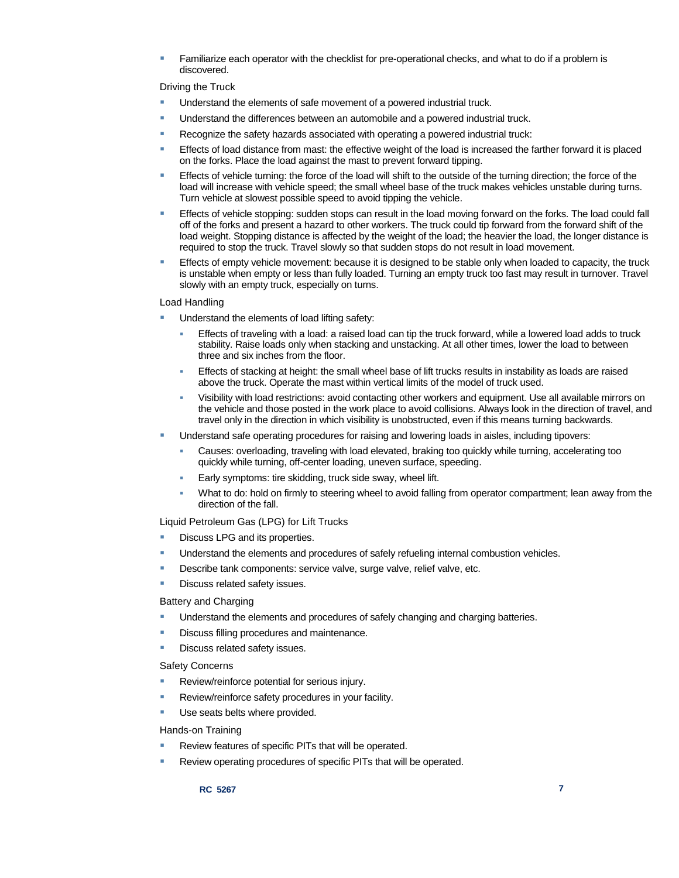- Familiarize each operator with the checklist for pre-operational checks, and what to do if a problem is discovered.

Driving the Truck

- Understand the elements of safe movement of a powered industrial truck.
- Understand the differences between an automobile and a powered industrial truck.
- Recognize the safety hazards associated with operating a powered industrial truck:
- Effects of load distance from mast: the effective weight of the load is increased the farther forward it is placed on the forks. Place the load against the mast to prevent forward tipping.
- Effects of vehicle turning: the force of the load will shift to the outside of the turning direction; the force of the load will increase with vehicle speed; the small wheel base of the truck makes vehicles unstable during turns. Turn vehicle at slowest possible speed to avoid tipping the vehicle.
- Effects of vehicle stopping: sudden stops can result in the load moving forward on the forks. The load could fall off of the forks and present a hazard to other workers. The truck could tip forward from the forward shift of the load weight. Stopping distance is affected by the weight of the load; the heavier the load, the longer distance is required to stop the truck. Travel slowly so that sudden stops do not result in load movement.
- Effects of empty vehicle movement: because it is designed to be stable only when loaded to capacity, the truck is unstable when empty or less than fully loaded. Turning an empty truck too fast may result in turnover. Travel slowly with an empty truck, especially on turns.

Load Handling

- Understand the elements of load lifting safety:
  - Effects of traveling with a load: a raised load can tip the truck forward, while a lowered load adds to truck stability. Raise loads only when stacking and unstacking. At all other times, lower the load to between three and six inches from the floor.
  - Effects of stacking at height: the small wheel base of lift trucks results in instability as loads are raised above the truck. Operate the mast within vertical limits of the model of truck used.
  - Visibility with load restrictions: avoid contacting other workers and equipment. Use all available mirrors on the vehicle and those posted in the work place to avoid collisions. Always look in the direction of travel, and travel only in the direction in which visibility is unobstructed, even if this means turning backwards.
- Understand safe operating procedures for raising and lowering loads in aisles, including tipovers:
  - Causes: overloading, traveling with load elevated, braking too quickly while turning, accelerating too quickly while turning, off-center loading, uneven surface, speeding.
  - Early symptoms: tire skidding, truck side sway, wheel lift.
  - What to do: hold on firmly to steering wheel to avoid falling from operator compartment; lean away from the direction of the fall.

Liquid Petroleum Gas (LPG) for Lift Trucks

- Discuss LPG and its properties.
- Understand the elements and procedures of safely refueling internal combustion vehicles.
- Describe tank components: service valve, surge valve, relief valve, etc.
- Discuss related safety issues.

Battery and Charging

- Understand the elements and procedures of safely changing and charging batteries.
- Discuss filling procedures and maintenance.
- Discuss related safety issues.

Safety Concerns

- Review/reinforce potential for serious injury.
- Review/reinforce safety procedures in your facility.
- Use seats belts where provided.

Hands-on Training

- Review features of specific PITs that will be operated.
- Review operating procedures of specific PITs that will be operated.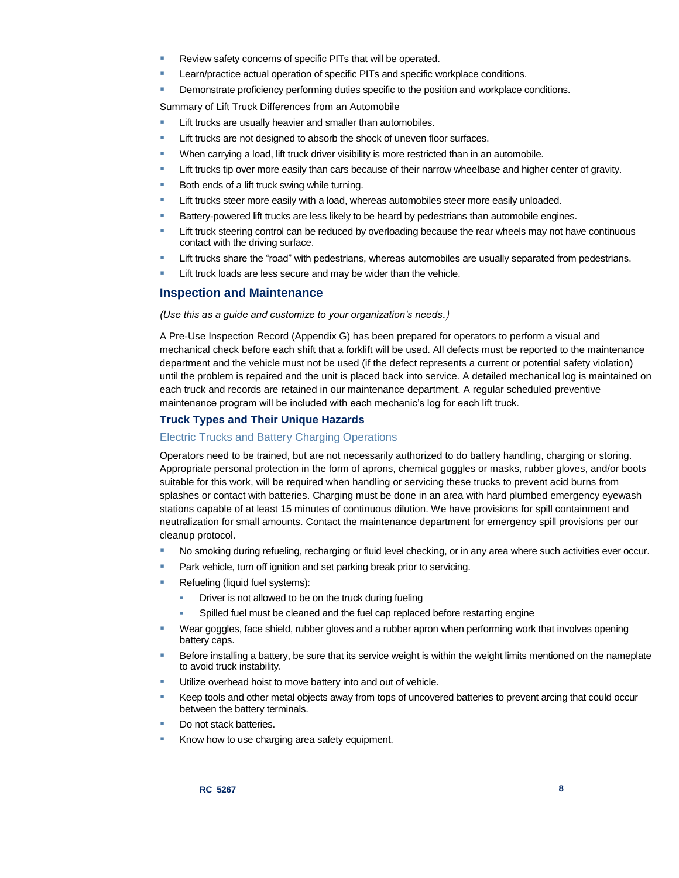- Review safety concerns of specific PITs that will be operated.
- Learn/practice actual operation of specific PITs and specific workplace conditions.
- Demonstrate proficiency performing duties specific to the position and workplace conditions.

Summary of Lift Truck Differences from an Automobile

- Lift trucks are usually heavier and smaller than automobiles.
- Lift trucks are not designed to absorb the shock of uneven floor surfaces.
- When carrying a load, lift truck driver visibility is more restricted than in an automobile.
- Lift trucks tip over more easily than cars because of their narrow wheelbase and higher center of gravity.
- Both ends of a lift truck swing while turning.
- Lift trucks steer more easily with a load, whereas automobiles steer more easily unloaded.
- Battery-powered lift trucks are less likely to be heard by pedestrians than automobile engines.
- Lift truck steering control can be reduced by overloading because the rear wheels may not have continuous contact with the driving surface.
- Lift trucks share the "road" with pedestrians, whereas automobiles are usually separated from pedestrians.
- Lift truck loads are less secure and may be wider than the vehicle.

## Inspection and Maintenance

*(Use this as a guide and customize to your organization's needs.)*

A Pre-Use Inspection Record (Appendix G) has been prepared for operators to perform a visual and mechanical check before each shift that a forklift will be used. All defects must be reported to the maintenance department and the vehicle must not be used (if the defect represents a current or potential safety violation) until the problem is repaired and the unit is placed back into service. A detailed mechanical log is maintained on each truck and records are retained in our maintenance department. A regular scheduled preventive maintenance program will be included with each mechanic's log for each lift truck.

### Truck Types and Their Unique Hazards

#### Electric Trucks and Battery Charging Operations

Operators need to be trained, but are not necessarily authorized to do battery handling, charging or storing. Appropriate personal protection in the form of aprons, chemical goggles or masks, rubber gloves, and/or boots suitable for this work, will be required when handling or servicing these trucks to prevent acid burns from splashes or contact with batteries. Charging must be done in an area with hard plumbed emergency eyewash stations capable of at least 15 minutes of continuous dilution. We have provisions for spill containment and neutralization for small amounts. Contact the maintenance department for emergency spill provisions per our cleanup protocol.

- No smoking during refueling, recharging or fluid level checking, or in any area where such activities ever occur.
- Park vehicle, turn off ignition and set parking break prior to servicing.
- Refueling (liquid fuel systems):
  - Driver is not allowed to be on the truck during fueling
  - Spilled fuel must be cleaned and the fuel cap replaced before restarting engine
- Wear goggles, face shield, rubber gloves and a rubber apron when performing work that involves opening battery caps.
- Before installing a battery, be sure that its service weight is within the weight limits mentioned on the nameplate to avoid truck instability.
- Utilize overhead hoist to move battery into and out of vehicle.
- Keep tools and other metal objects away from tops of uncovered batteries to prevent arcing that could occur between the battery terminals.
- Do not stack batteries.
- Know how to use charging area safety equipment.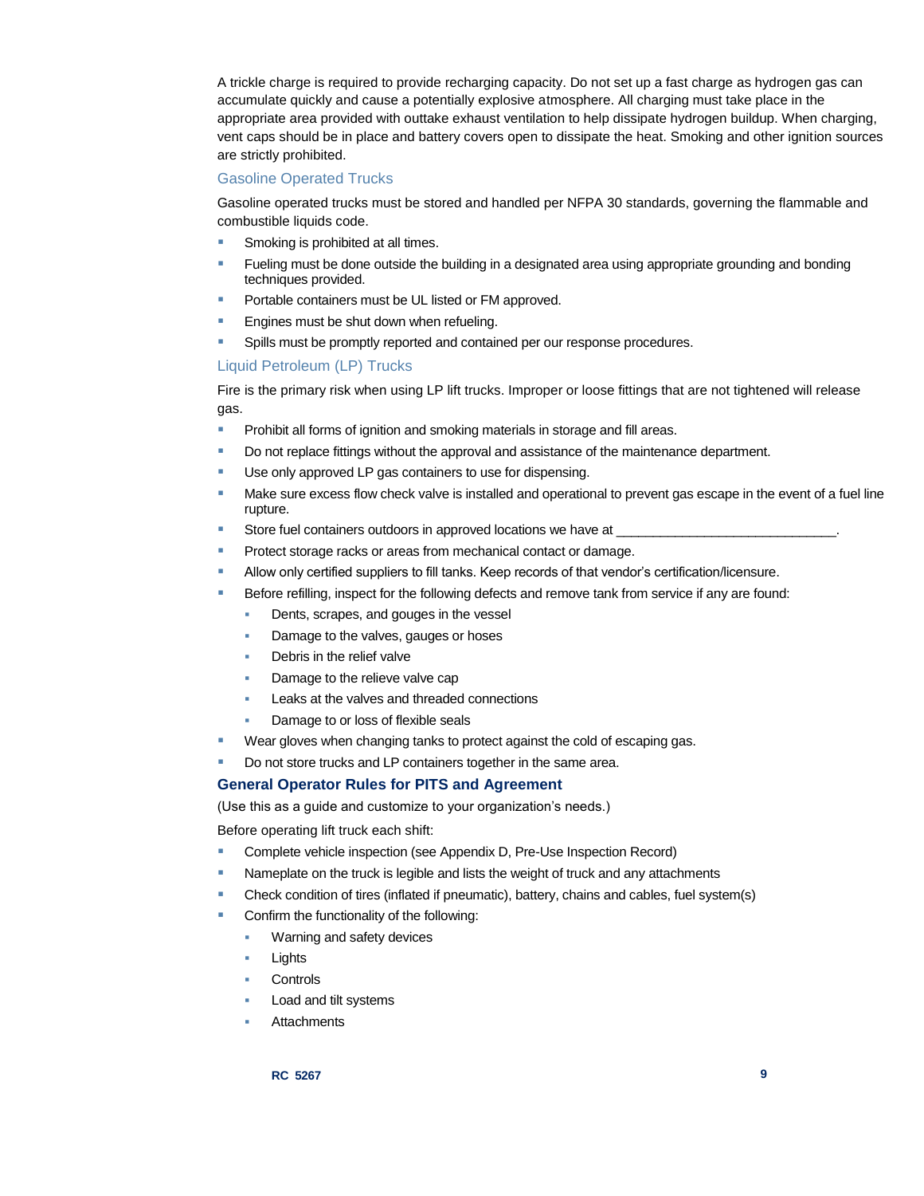A trickle charge is required to provide recharging capacity. Do not set up a fast charge as hydrogen gas can accumulate quickly and cause a potentially explosive atmosphere. All charging must take place in the appropriate area provided with outtake exhaust ventilation to help dissipate hydrogen buildup. When charging, vent caps should be in place and battery covers open to dissipate the heat. Smoking and other ignition sources are strictly prohibited.

### Gasoline Operated Trucks

Gasoline operated trucks must be stored and handled per NFPA 30 standards, governing the flammable and combustible liquids code.

- Smoking is prohibited at all times.
- Fueling must be done outside the building in a designated area using appropriate grounding and bonding techniques provided.
- Portable containers must be UL listed or FM approved.
- Engines must be shut down when refueling.
- Spills must be promptly reported and contained per our response procedures.

### Liquid Petroleum (LP) Trucks

Fire is the primary risk when using LP lift trucks. Improper or loose fittings that are not tightened will release gas.

- Prohibit all forms of ignition and smoking materials in storage and fill areas.
- Do not replace fittings without the approval and assistance of the maintenance department.
- Use only approved LP gas containers to use for dispensing.
- Make sure excess flow check valve is installed and operational to prevent gas escape in the event of a fuel line rupture.
- Store fuel containers outdoors in approved locations we have at ______________________________.
- Protect storage racks or areas from mechanical contact or damage.
- Allow only certified suppliers to fill tanks. Keep records of that vendor's certification/licensure.
- Before refilling, inspect for the following defects and remove tank from service if any are found:
  - Dents, scrapes, and gouges in the vessel
  - Damage to the valves, gauges or hoses
  - Debris in the relief valve
  - Damage to the relieve valve cap
  - Leaks at the valves and threaded connections
  - Damage to or loss of flexible seals
- Wear gloves when changing tanks to protect against the cold of escaping gas.
- Do not store trucks and LP containers together in the same area.

## General Operator Rules for PITS and Agreement

(Use this as a guide and customize to your organization's needs.)

Before operating lift truck each shift:

- Complete vehicle inspection (see Appendix D, Pre-Use Inspection Record)
- Nameplate on the truck is legible and lists the weight of truck and any attachments
- Check condition of tires (inflated if pneumatic), battery, chains and cables, fuel system(s)
- Confirm the functionality of the following:
  - Warning and safety devices
  - Lights
  - Controls
  - Load and tilt systems
  - Attachments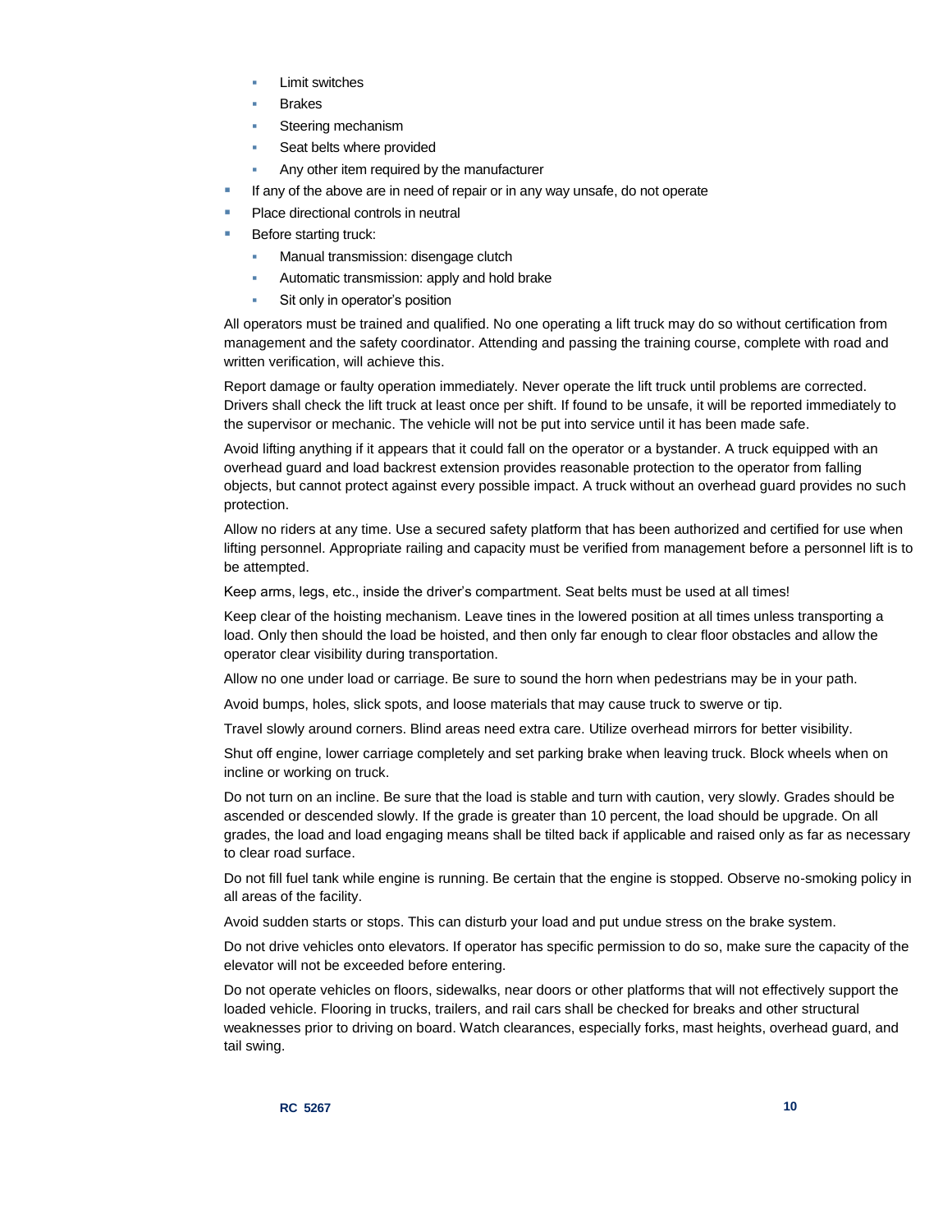- Limit switches
  - Brakes
  - Steering mechanism
  - Seat belts where provided
  - Any other item required by the manufacturer
- If any of the above are in need of repair or in any way unsafe, do not operate
- Place directional controls in neutral
- Before starting truck:
  - Manual transmission: disengage clutch
  - Automatic transmission: apply and hold brake
  - Sit only in operator's position

All operators must be trained and qualified. No one operating a lift truck may do so without certification from management and the safety coordinator. Attending and passing the training course, complete with road and written verification, will achieve this.

Report damage or faulty operation immediately. Never operate the lift truck until problems are corrected. Drivers shall check the lift truck at least once per shift. If found to be unsafe, it will be reported immediately to the supervisor or mechanic. The vehicle will not be put into service until it has been made safe.

Avoid lifting anything if it appears that it could fall on the operator or a bystander. A truck equipped with an overhead guard and load backrest extension provides reasonable protection to the operator from falling objects, but cannot protect against every possible impact. A truck without an overhead guard provides no such protection.

Allow no riders at any time. Use a secured safety platform that has been authorized and certified for use when lifting personnel. Appropriate railing and capacity must be verified from management before a personnel lift is to be attempted.

Keep arms, legs, etc., inside the driver's compartment. Seat belts must be used at all times!

Keep clear of the hoisting mechanism. Leave tines in the lowered position at all times unless transporting a load. Only then should the load be hoisted, and then only far enough to clear floor obstacles and allow the operator clear visibility during transportation.

Allow no one under load or carriage. Be sure to sound the horn when pedestrians may be in your path.

Avoid bumps, holes, slick spots, and loose materials that may cause truck to swerve or tip.

Travel slowly around corners. Blind areas need extra care. Utilize overhead mirrors for better visibility.

Shut off engine, lower carriage completely and set parking brake when leaving truck. Block wheels when on incline or working on truck.

Do not turn on an incline. Be sure that the load is stable and turn with caution, very slowly. Grades should be ascended or descended slowly. If the grade is greater than 10 percent, the load should be upgrade. On all grades, the load and load engaging means shall be tilted back if applicable and raised only as far as necessary to clear road surface.

Do not fill fuel tank while engine is running. Be certain that the engine is stopped. Observe no-smoking policy in all areas of the facility.

Avoid sudden starts or stops. This can disturb your load and put undue stress on the brake system.

Do not drive vehicles onto elevators. If operator has specific permission to do so, make sure the capacity of the elevator will not be exceeded before entering.

Do not operate vehicles on floors, sidewalks, near doors or other platforms that will not effectively support the loaded vehicle. Flooring in trucks, trailers, and rail cars shall be checked for breaks and other structural weaknesses prior to driving on board. Watch clearances, especially forks, mast heights, overhead guard, and tail swing.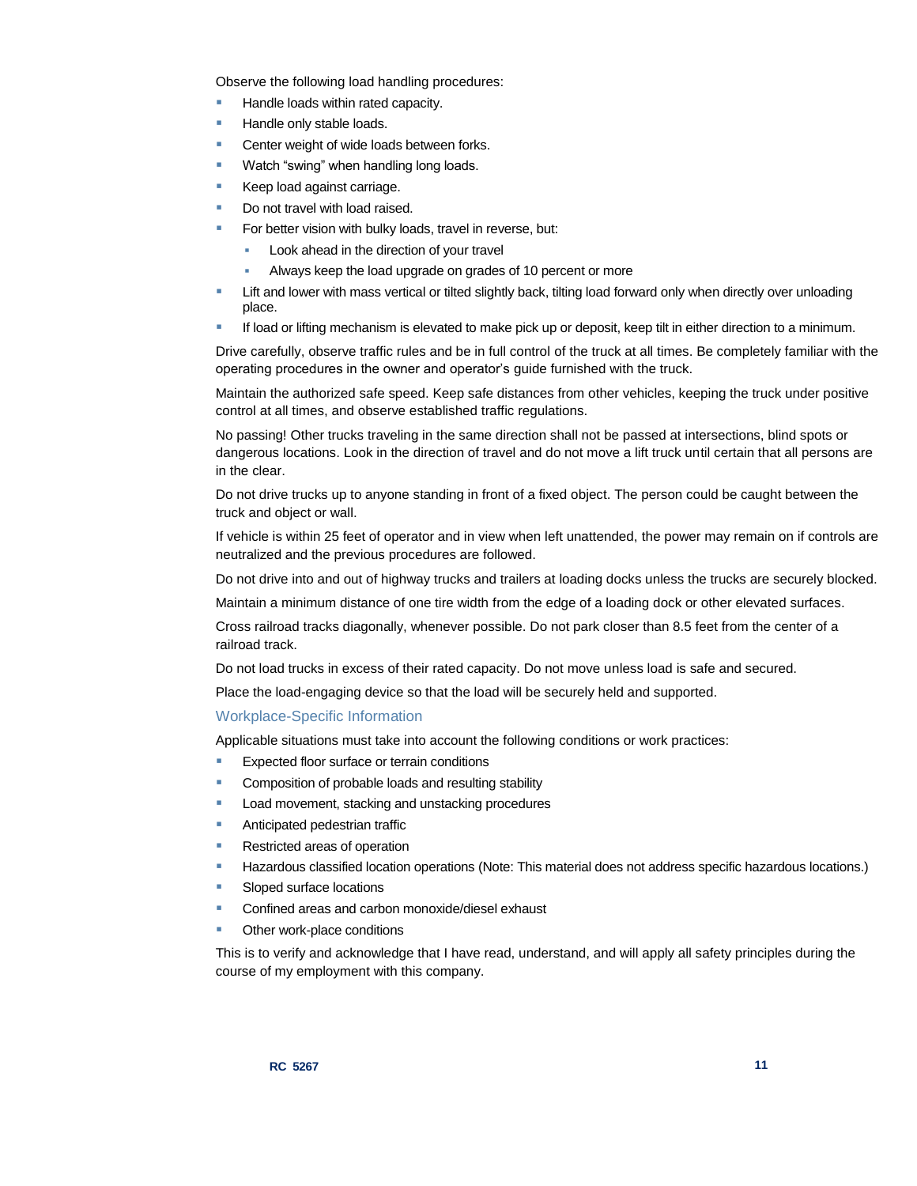Observe the following load handling procedures:

- Handle loads within rated capacity.
- Handle only stable loads.
- Center weight of wide loads between forks.
- Watch "swing" when handling long loads.
- Keep load against carriage.
- Do not travel with load raised.
- For better vision with bulky loads, travel in reverse, but:
  - Look ahead in the direction of your travel
  - Always keep the load upgrade on grades of 10 percent or more
- Lift and lower with mass vertical or tilted slightly back, tilting load forward only when directly over unloading place.
- If load or lifting mechanism is elevated to make pick up or deposit, keep tilt in either direction to a minimum.

Drive carefully, observe traffic rules and be in full control of the truck at all times. Be completely familiar with the operating procedures in the owner and operator's guide furnished with the truck.

Maintain the authorized safe speed. Keep safe distances from other vehicles, keeping the truck under positive control at all times, and observe established traffic regulations.

No passing! Other trucks traveling in the same direction shall not be passed at intersections, blind spots or dangerous locations. Look in the direction of travel and do not move a lift truck until certain that all persons are in the clear.

Do not drive trucks up to anyone standing in front of a fixed object. The person could be caught between the truck and object or wall.

If vehicle is within 25 feet of operator and in view when left unattended, the power may remain on if controls are neutralized and the previous procedures are followed.

Do not drive into and out of highway trucks and trailers at loading docks unless the trucks are securely blocked.

Maintain a minimum distance of one tire width from the edge of a loading dock or other elevated surfaces.

Cross railroad tracks diagonally, whenever possible. Do not park closer than 8.5 feet from the center of a railroad track.

Do not load trucks in excess of their rated capacity. Do not move unless load is safe and secured.

Place the load-engaging device so that the load will be securely held and supported.

## Workplace-Specific Information

Applicable situations must take into account the following conditions or work practices:

- Expected floor surface or terrain conditions
- Composition of probable loads and resulting stability
- Load movement, stacking and unstacking procedures
- Anticipated pedestrian traffic
- Restricted areas of operation
- Hazardous classified location operations (Note: This material does not address specific hazardous locations.)
- Sloped surface locations
- Confined areas and carbon monoxide/diesel exhaust
- Other work-place conditions

This is to verify and acknowledge that I have read, understand, and will apply all safety principles during the course of my employment with this company.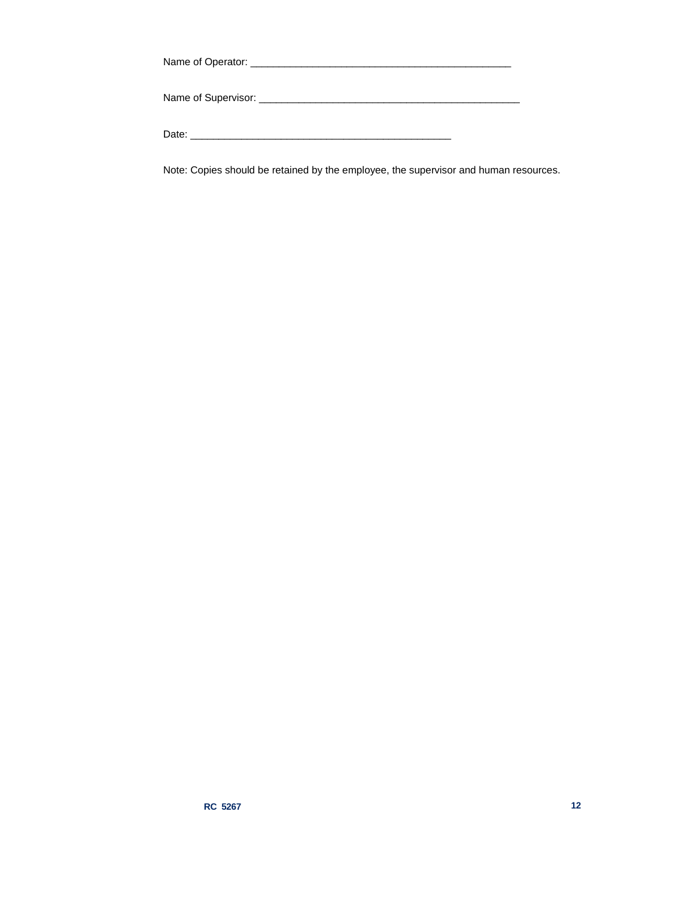Name of Operator: ________________________________________________

Name of Supervisor: ________________________________________________

Date: ________________________________________________

Note: Copies should be retained by the employee, the supervisor and human resources.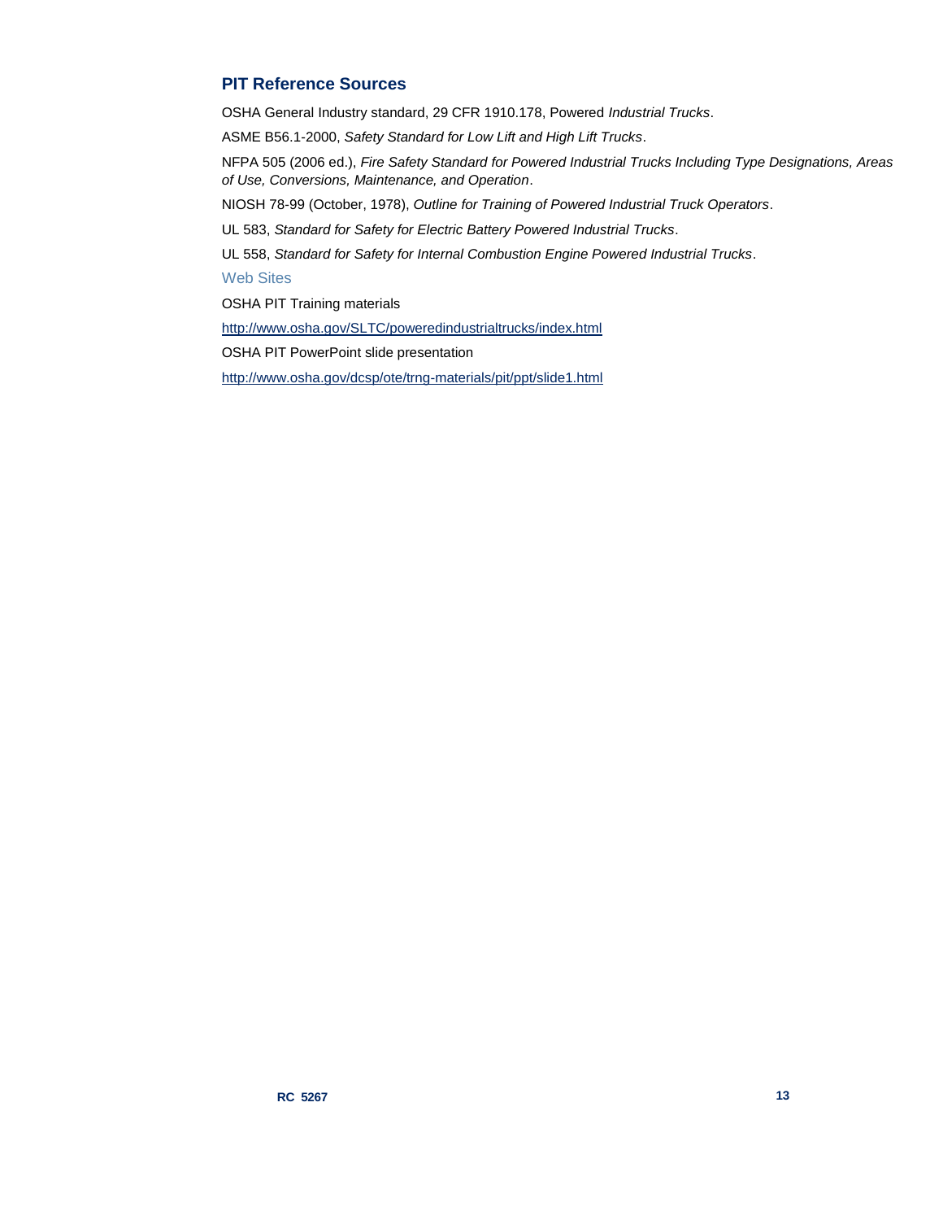## PIT Reference Sources

OSHA General Industry standard, 29 CFR 1910.178, Powered *Industrial Trucks*.

ASME B56.1-2000, *Safety Standard for Low Lift and High Lift Trucks*.

NFPA 505 (2006 ed.), *Fire Safety Standard for Powered Industrial Trucks Including Type Designations, Areas of Use, Conversions, Maintenance, and Operation*.

NIOSH 78-99 (October, 1978), *Outline for Training of Powered Industrial Truck Operators*.

UL 583, *Standard for Safety for Electric Battery Powered Industrial Trucks*.

UL 558, *Standard for Safety for Internal Combustion Engine Powered Industrial Trucks*.

### Web Sites

OSHA PIT Training materials

http://www.osha.gov/SLTC/poweredindustrialtrucks/index.html

OSHA PIT PowerPoint slide presentation

http://www.osha.gov/dcsp/ote/trng-materials/pit/ppt/slide1.html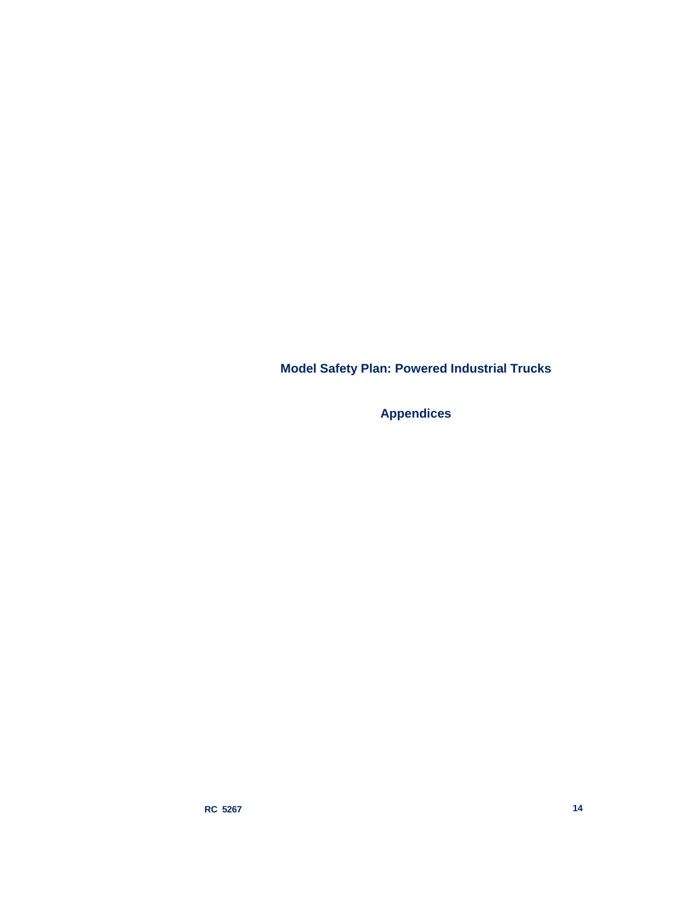# Model Safety Plan: Powered Industrial Trucks

## Appendices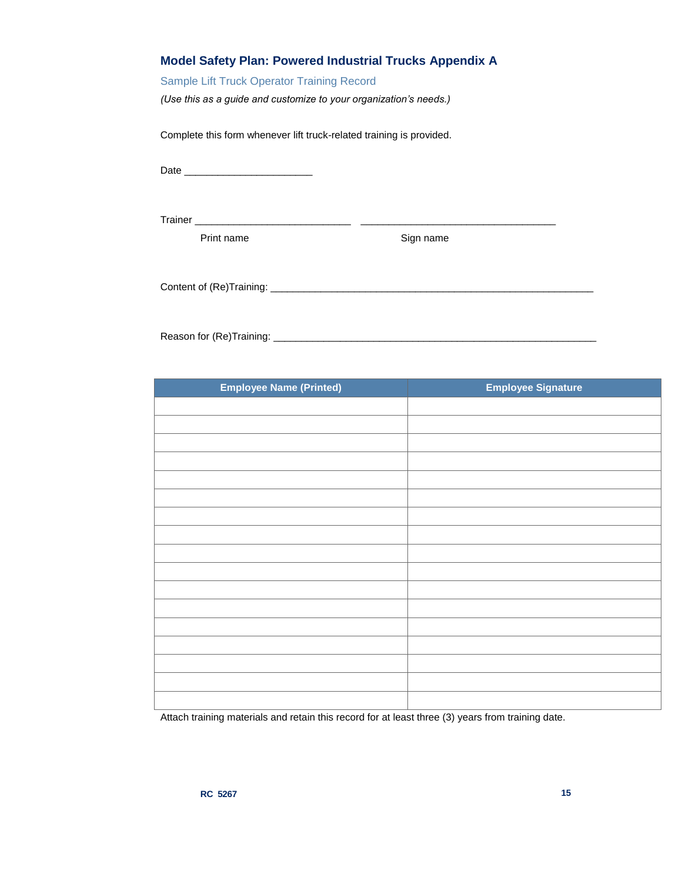## Model Safety Plan: Powered Industrial Trucks Appendix A

### Sample Lift Truck Operator Training Record

*(Use this as a guide and customize to your organization's needs.)*

Complete this form whenever lift truck-related training is provided.

Date ______________________

Trainer ___________________________  ___________________________________

Print name  Sign name

Content of (Re)Training: ________________________________________________________

Reason for (Re)Training: ________________________________________________________

| Employee Name (Printed) | Employee Signature |
|---|---|
| | |
| | |
| | |
| | |
| | |
| | |
| | |
| | |
| | |
| | |
| | |
| | |
| | |
| | |
| | |
| | |
| | |

Attach training materials and retain this record for at least three (3) years from training date.

RC 5267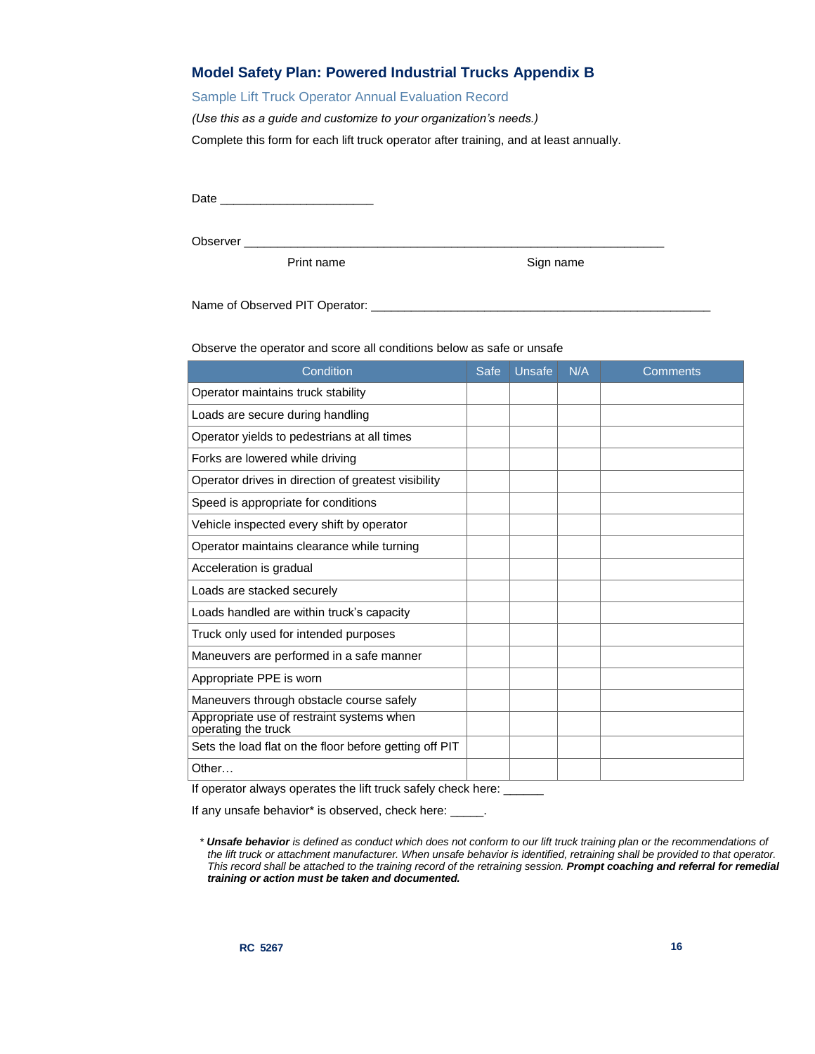## Model Safety Plan: Powered Industrial Trucks Appendix B

### Sample Lift Truck Operator Annual Evaluation Record

*(Use this as a guide and customize to your organization's needs.)*

Complete this form for each lift truck operator after training, and at least annually.

Date ______________________

Observer ____________________________________________________________

Print name                                        Sign name

Name of Observed PIT Operator: ________________________________________________

Observe the operator and score all conditions below as safe or unsafe

| Condition | Safe | Unsafe | N/A | Comments |
|---|---|---|---|---|
| Operator maintains truck stability | | | | |
| Loads are secure during handling | | | | |
| Operator yields to pedestrians at all times | | | | |
| Forks are lowered while driving | | | | |
| Operator drives in direction of greatest visibility | | | | |
| Speed is appropriate for conditions | | | | |
| Vehicle inspected every shift by operator | | | | |
| Operator maintains clearance while turning | | | | |
| Acceleration is gradual | | | | |
| Loads are stacked securely | | | | |
| Loads handled are within truck's capacity | | | | |
| Truck only used for intended purposes | | | | |
| Maneuvers are performed in a safe manner | | | | |
| Appropriate PPE is worn | | | | |
| Maneuvers through obstacle course safely | | | | |
| Appropriate use of restraint systems when operating the truck | | | | |
| Sets the load flat on the floor before getting off PIT | | | | |
| Other… | | | | |

If operator always operates the lift truck safely check here: ______

If any unsafe behavior* is observed, check here: _____.

*\* **Unsafe behavior** is defined as conduct which does not conform to our lift truck training plan or the recommendations of the lift truck or attachment manufacturer. When unsafe behavior is identified, retraining shall be provided to that operator. This record shall be attached to the training record of the retraining session. **Prompt coaching and referral for remedial training or action must be taken and documented.***

RC 5267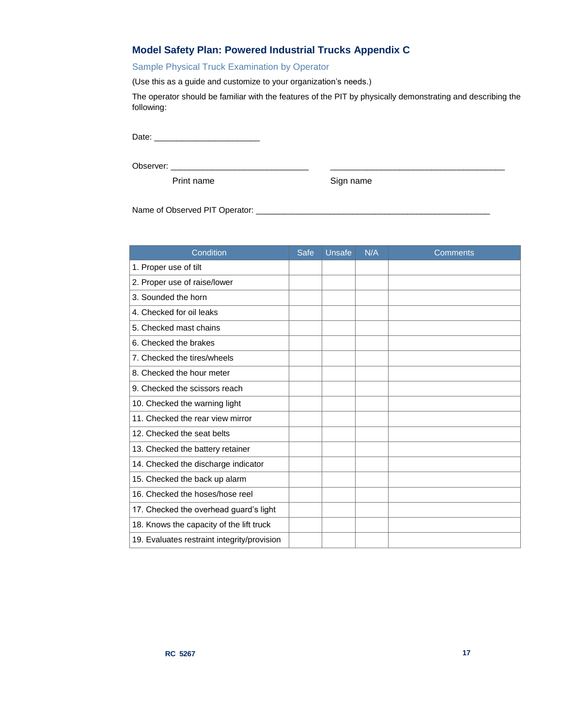## Model Safety Plan: Powered Industrial Trucks Appendix C

### Sample Physical Truck Examination by Operator

(Use this as a guide and customize to your organization's needs.)

The operator should be familiar with the features of the PIT by physically demonstrating and describing the following:

Date: ______________________

Observer: ____________________________ ______________________________________

Print name Sign name

Name of Observed PIT Operator: ________________________________________________

| Condition | Safe | Unsafe | N/A | Comments |
|---|---|---|---|---|
| 1. Proper use of tilt | | | | |
| 2. Proper use of raise/lower | | | | |
| 3. Sounded the horn | | | | |
| 4. Checked for oil leaks | | | | |
| 5. Checked mast chains | | | | |
| 6. Checked the brakes | | | | |
| 7. Checked the tires/wheels | | | | |
| 8. Checked the hour meter | | | | |
| 9. Checked the scissors reach | | | | |
| 10. Checked the warning light | | | | |
| 11. Checked the rear view mirror | | | | |
| 12. Checked the seat belts | | | | |
| 13. Checked the battery retainer | | | | |
| 14. Checked the discharge indicator | | | | |
| 15. Checked the back up alarm | | | | |
| 16. Checked the hoses/hose reel | | | | |
| 17. Checked the overhead guard's light | | | | |
| 18. Knows the capacity of the lift truck | | | | |
| 19. Evaluates restraint integrity/provision | | | | |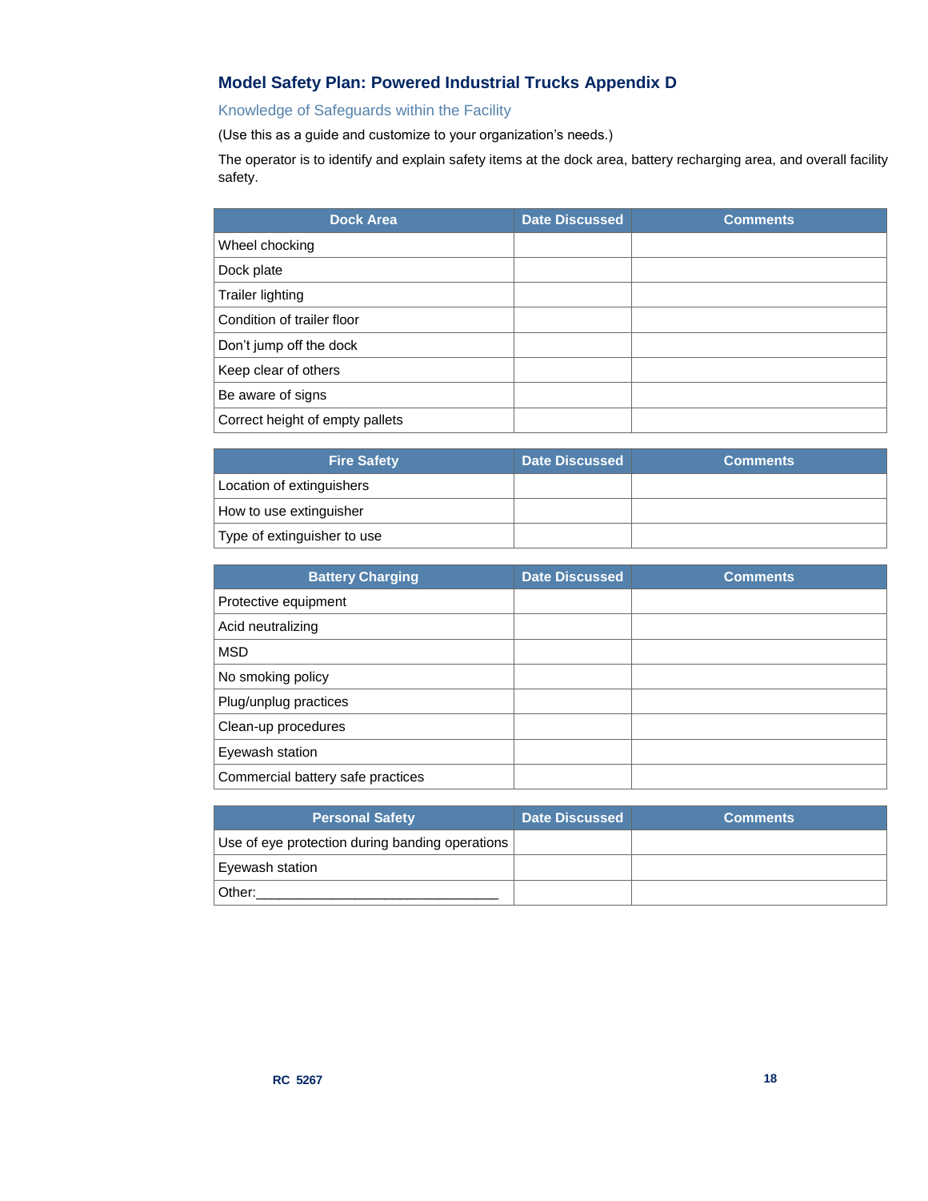# Model Safety Plan: Powered Industrial Trucks Appendix D

## Knowledge of Safeguards within the Facility

(Use this as a guide and customize to your organization's needs.)

The operator is to identify and explain safety items at the dock area, battery recharging area, and overall facility safety.

| Dock Area | Date Discussed | Comments |
|---|---|---|
| Wheel chocking | | |
| Dock plate | | |
| Trailer lighting | | |
| Condition of trailer floor | | |
| Don't jump off the dock | | |
| Keep clear of others | | |
| Be aware of signs | | |
| Correct height of empty pallets | | |

| Fire Safety | Date Discussed | Comments |
|---|---|---|
| Location of extinguishers | | |
| How to use extinguisher | | |
| Type of extinguisher to use | | |

| Battery Charging | Date Discussed | Comments |
|---|---|---|
| Protective equipment | | |
| Acid neutralizing | | |
| MSD | | |
| No smoking policy | | |
| Plug/unplug practices | | |
| Clean-up procedures | | |
| Eyewash station | | |
| Commercial battery safe practices | | |

| Personal Safety | Date Discussed | Comments |
|---|---|---|
| Use of eye protection during banding operations | | |
| Eyewash station | | |
| Other:________________________________ | | |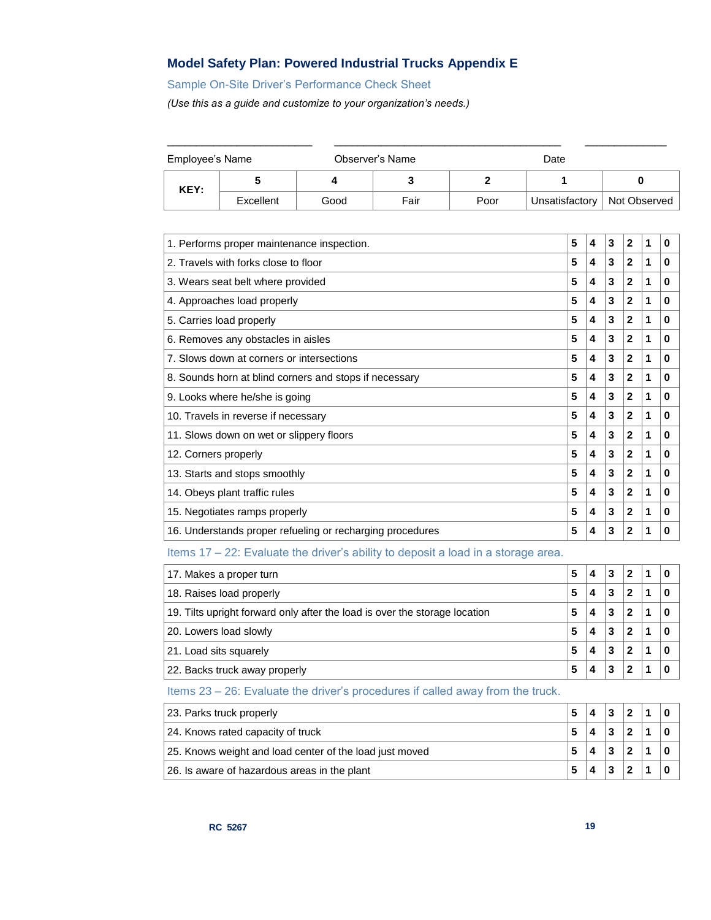## Model Safety Plan: Powered Industrial Trucks Appendix E

Sample On-Site Driver's Performance Check Sheet

*(Use this as a guide and customize to your organization's needs.)*

\_\_\_\_\_\_\_\_\_\_\_\_\_\_\_\_\_\_\_\_\_\_\_\_ \_\_\_\_\_\_\_\_\_\_\_\_\_\_\_\_\_\_\_\_\_\_\_\_\_\_\_\_\_\_\_\_\_\_\_\_\_\_ \_\_\_\_\_\_\_\_\_\_\_\_\_\_

Employee's Name Observer's Name Date

| KEY: | 5 | 4 | 3 | 2 | 1 | 0 |
|---|---|---|---|---|---|---|
| | Excellent | Good | Fair | Poor | Unsatisfactory | Not Observed |

| Item | | | | | | |
|---|---|---|---|---|---|---|
| 1. Performs proper maintenance inspection. | 5 | 4 | 3 | 2 | 1 | 0 |
| 2. Travels with forks close to floor | 5 | 4 | 3 | 2 | 1 | 0 |
| 3. Wears seat belt where provided | 5 | 4 | 3 | 2 | 1 | 0 |
| 4. Approaches load properly | 5 | 4 | 3 | 2 | 1 | 0 |
| 5. Carries load properly | 5 | 4 | 3 | 2 | 1 | 0 |
| 6. Removes any obstacles in aisles | 5 | 4 | 3 | 2 | 1 | 0 |
| 7. Slows down at corners or intersections | 5 | 4 | 3 | 2 | 1 | 0 |
| 8. Sounds horn at blind corners and stops if necessary | 5 | 4 | 3 | 2 | 1 | 0 |
| 9. Looks where he/she is going | 5 | 4 | 3 | 2 | 1 | 0 |
| 10. Travels in reverse if necessary | 5 | 4 | 3 | 2 | 1 | 0 |
| 11. Slows down on wet or slippery floors | 5 | 4 | 3 | 2 | 1 | 0 |
| 12. Corners properly | 5 | 4 | 3 | 2 | 1 | 0 |
| 13. Starts and stops smoothly | 5 | 4 | 3 | 2 | 1 | 0 |
| 14. Obeys plant traffic rules | 5 | 4 | 3 | 2 | 1 | 0 |
| 15. Negotiates ramps properly | 5 | 4 | 3 | 2 | 1 | 0 |
| 16. Understands proper refueling or recharging procedures | 5 | 4 | 3 | 2 | 1 | 0 |

Items 17 – 22: Evaluate the driver's ability to deposit a load in a storage area.

| Item | | | | | | |
|---|---|---|---|---|---|---|
| 17. Makes a proper turn | 5 | 4 | 3 | 2 | 1 | 0 |
| 18. Raises load properly | 5 | 4 | 3 | 2 | 1 | 0 |
| 19. Tilts upright forward only after the load is over the storage location | 5 | 4 | 3 | 2 | 1 | 0 |
| 20. Lowers load slowly | 5 | 4 | 3 | 2 | 1 | 0 |
| 21. Load sits squarely | 5 | 4 | 3 | 2 | 1 | 0 |
| 22. Backs truck away properly | 5 | 4 | 3 | 2 | 1 | 0 |

Items 23 – 26: Evaluate the driver's procedures if called away from the truck.

| Item | | | | | | |
|---|---|---|---|---|---|---|
| 23. Parks truck properly | 5 | 4 | 3 | 2 | 1 | 0 |
| 24. Knows rated capacity of truck | 5 | 4 | 3 | 2 | 1 | 0 |
| 25. Knows weight and load center of the load just moved | 5 | 4 | 3 | 2 | 1 | 0 |
| 26. Is aware of hazardous areas in the plant | 5 | 4 | 3 | 2 | 1 | 0 |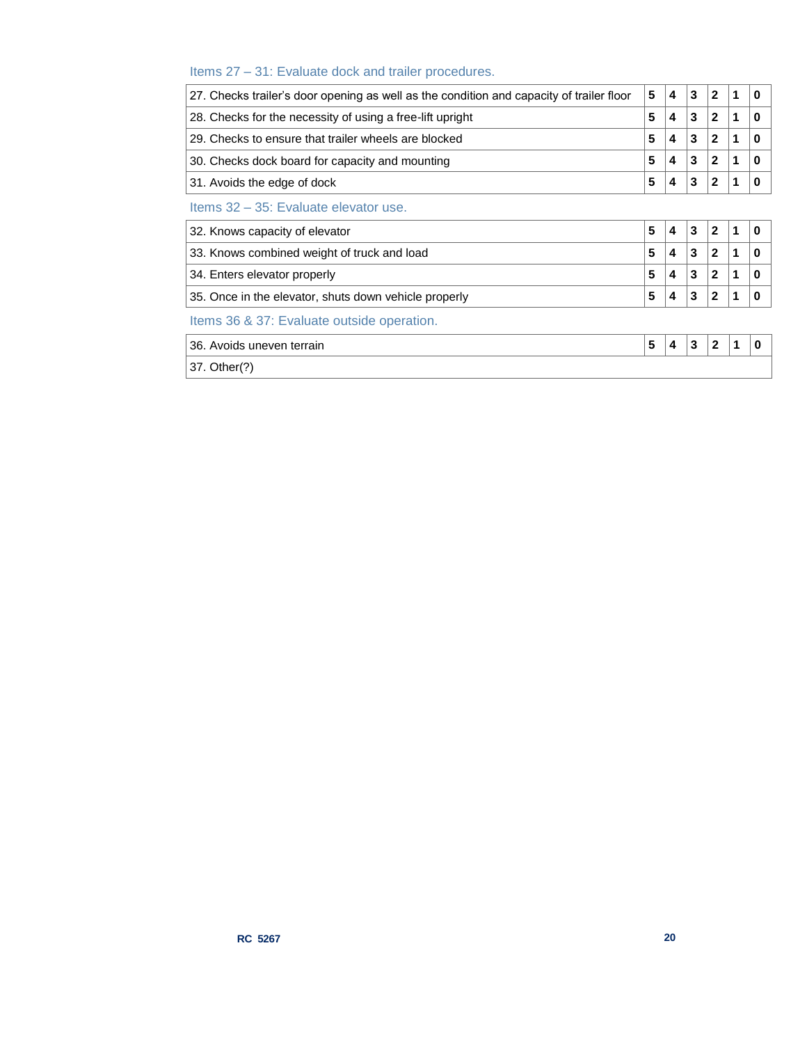Items 27 – 31: Evaluate dock and trailer procedures.

| | | | | | | |
|---|---|---|---|---|---|---|
| 27. Checks trailer's door opening as well as the condition and capacity of trailer floor | **5** | **4** | **3** | **2** | **1** | **0** |
| 28. Checks for the necessity of using a free-lift upright | **5** | **4** | **3** | **2** | **1** | **0** |
| 29. Checks to ensure that trailer wheels are blocked | **5** | **4** | **3** | **2** | **1** | **0** |
| 30. Checks dock board for capacity and mounting | **5** | **4** | **3** | **2** | **1** | **0** |
| 31. Avoids the edge of dock | **5** | **4** | **3** | **2** | **1** | **0** |

Items 32 – 35: Evaluate elevator use.

| | | | | | | |
|---|---|---|---|---|---|---|
| 32. Knows capacity of elevator | **5** | **4** | **3** | **2** | **1** | **0** |
| 33. Knows combined weight of truck and load | **5** | **4** | **3** | **2** | **1** | **0** |
| 34. Enters elevator properly | **5** | **4** | **3** | **2** | **1** | **0** |
| 35. Once in the elevator, shuts down vehicle properly | **5** | **4** | **3** | **2** | **1** | **0** |

Items 36 & 37: Evaluate outside operation.

| | | | | | | |
|---|---|---|---|---|---|---|
| 36. Avoids uneven terrain | **5** | **4** | **3** | **2** | **1** | **0** |
| 37. Other(?) | | | | | | |

**RC 5267**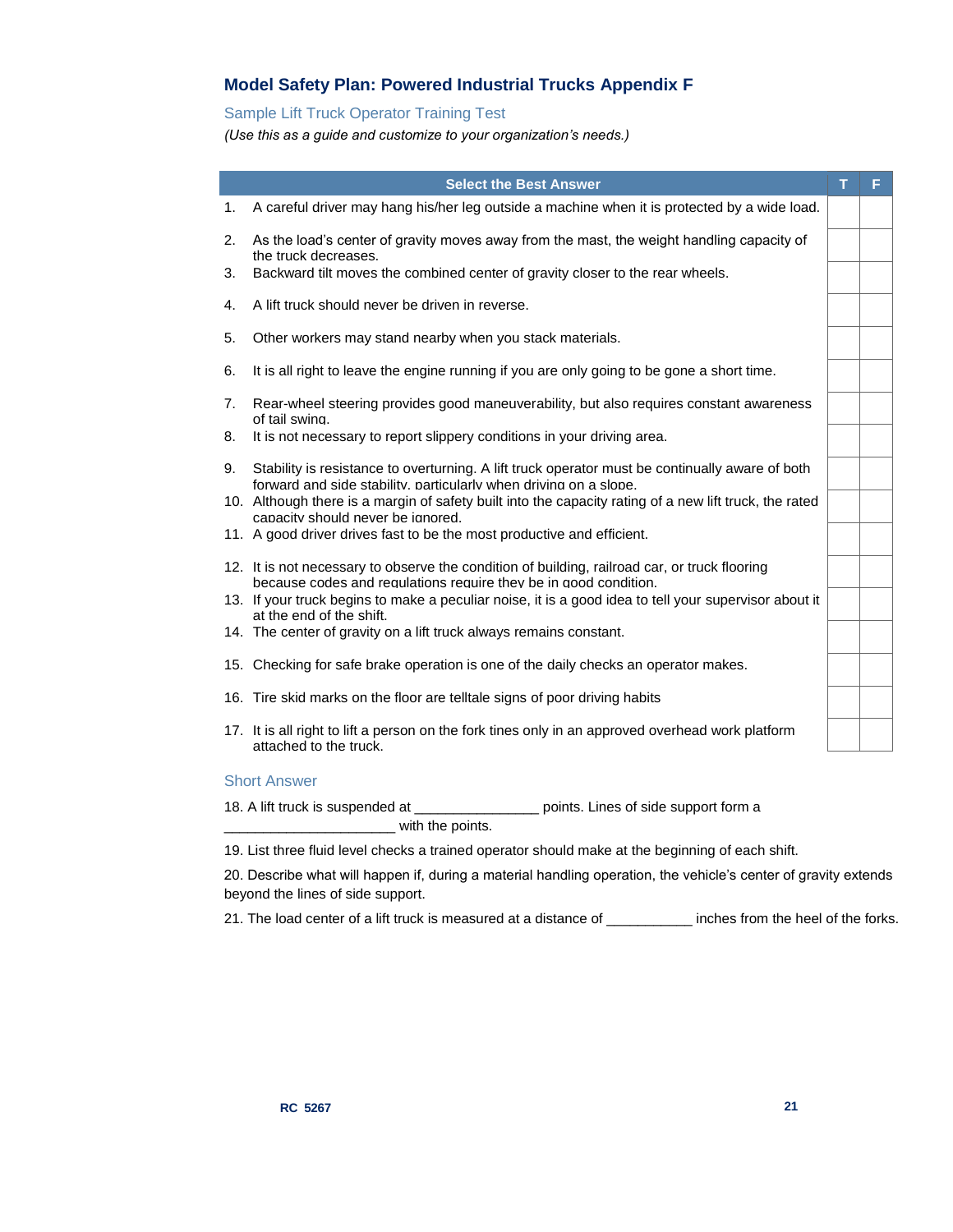## Model Safety Plan: Powered Industrial Trucks Appendix F

### Sample Lift Truck Operator Training Test

*(Use this as a guide and customize to your organization's needs.)*

| Select the Best Answer | T | F |
|---|---|---|
| 1. A careful driver may hang his/her leg outside a machine when it is protected by a wide load. | | |
| 2. As the load's center of gravity moves away from the mast, the weight handling capacity of the truck decreases. | | |
| 3. Backward tilt moves the combined center of gravity closer to the rear wheels. | | |
| 4. A lift truck should never be driven in reverse. | | |
| 5. Other workers may stand nearby when you stack materials. | | |
| 6. It is all right to leave the engine running if you are only going to be gone a short time. | | |
| 7. Rear-wheel steering provides good maneuverability, but also requires constant awareness of tail swing. | | |
| 8. It is not necessary to report slippery conditions in your driving area. | | |
| 9. Stability is resistance to overturning. A lift truck operator must be continually aware of both forward and side stability, particularly when driving on a slope. | | |
| 10. Although there is a margin of safety built into the capacity rating of a new lift truck, the rated capacity should never be ignored. | | |
| 11. A good driver drives fast to be the most productive and efficient. | | |
| 12. It is not necessary to observe the condition of building, railroad car, or truck flooring because codes and regulations require they be in good condition. | | |
| 13. If your truck begins to make a peculiar noise, it is a good idea to tell your supervisor about it at the end of the shift. | | |
| 14. The center of gravity on a lift truck always remains constant. | | |
| 15. Checking for safe brake operation is one of the daily checks an operator makes. | | |
| 16. Tire skid marks on the floor are telltale signs of poor driving habits | | |
| 17. It is all right to lift a person on the fork tines only in an approved overhead work platform attached to the truck. | | |

### Short Answer

18. A lift truck is suspended at _______________ points. Lines of side support form a _____________________ with the points.

19. List three fluid level checks a trained operator should make at the beginning of each shift.

20. Describe what will happen if, during a material handling operation, the vehicle's center of gravity extends beyond the lines of side support.

21. The load center of a lift truck is measured at a distance of ___________ inches from the heel of the forks.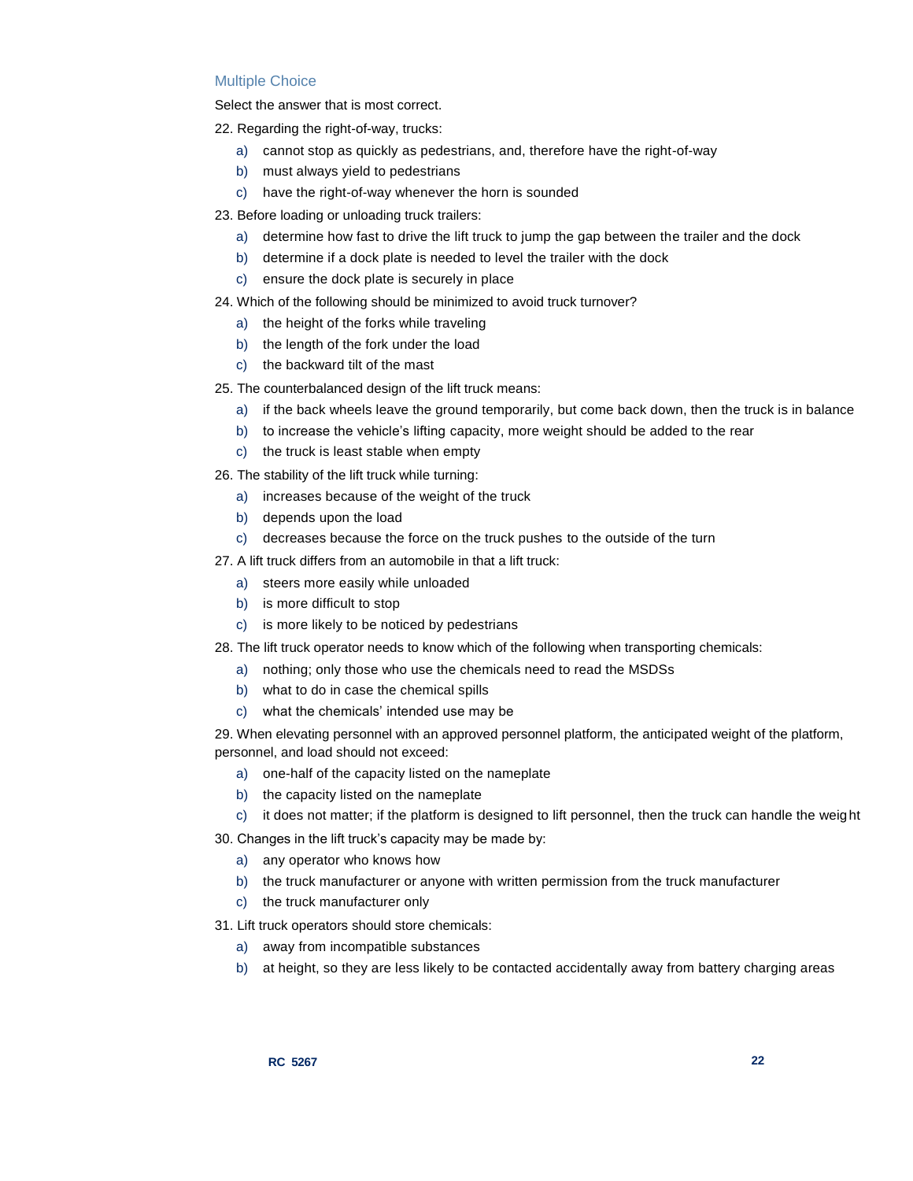## Multiple Choice

Select the answer that is most correct.

22. Regarding the right-of-way, trucks:
    a) cannot stop as quickly as pedestrians, and, therefore have the right-of-way
    b) must always yield to pedestrians
    c) have the right-of-way whenever the horn is sounded

23. Before loading or unloading truck trailers:
    a) determine how fast to drive the lift truck to jump the gap between the trailer and the dock
    b) determine if a dock plate is needed to level the trailer with the dock
    c) ensure the dock plate is securely in place

24. Which of the following should be minimized to avoid truck turnover?
    a) the height of the forks while traveling
    b) the length of the fork under the load
    c) the backward tilt of the mast

25. The counterbalanced design of the lift truck means:
    a) if the back wheels leave the ground temporarily, but come back down, then the truck is in balance
    b) to increase the vehicle's lifting capacity, more weight should be added to the rear
    c) the truck is least stable when empty

26. The stability of the lift truck while turning:
    a) increases because of the weight of the truck
    b) depends upon the load
    c) decreases because the force on the truck pushes to the outside of the turn

27. A lift truck differs from an automobile in that a lift truck:
    a) steers more easily while unloaded
    b) is more difficult to stop
    c) is more likely to be noticed by pedestrians

28. The lift truck operator needs to know which of the following when transporting chemicals:
    a) nothing; only those who use the chemicals need to read the MSDSs
    b) what to do in case the chemical spills
    c) what the chemicals' intended use may be

29. When elevating personnel with an approved personnel platform, the anticipated weight of the platform, personnel, and load should not exceed:
    a) one-half of the capacity listed on the nameplate
    b) the capacity listed on the nameplate
    c) it does not matter; if the platform is designed to lift personnel, then the truck can handle the weight

30. Changes in the lift truck's capacity may be made by:
    a) any operator who knows how
    b) the truck manufacturer or anyone with written permission from the truck manufacturer
    c) the truck manufacturer only

31. Lift truck operators should store chemicals:
    a) away from incompatible substances
    b) at height, so they are less likely to be contacted accidentally away from battery charging areas

RC 5267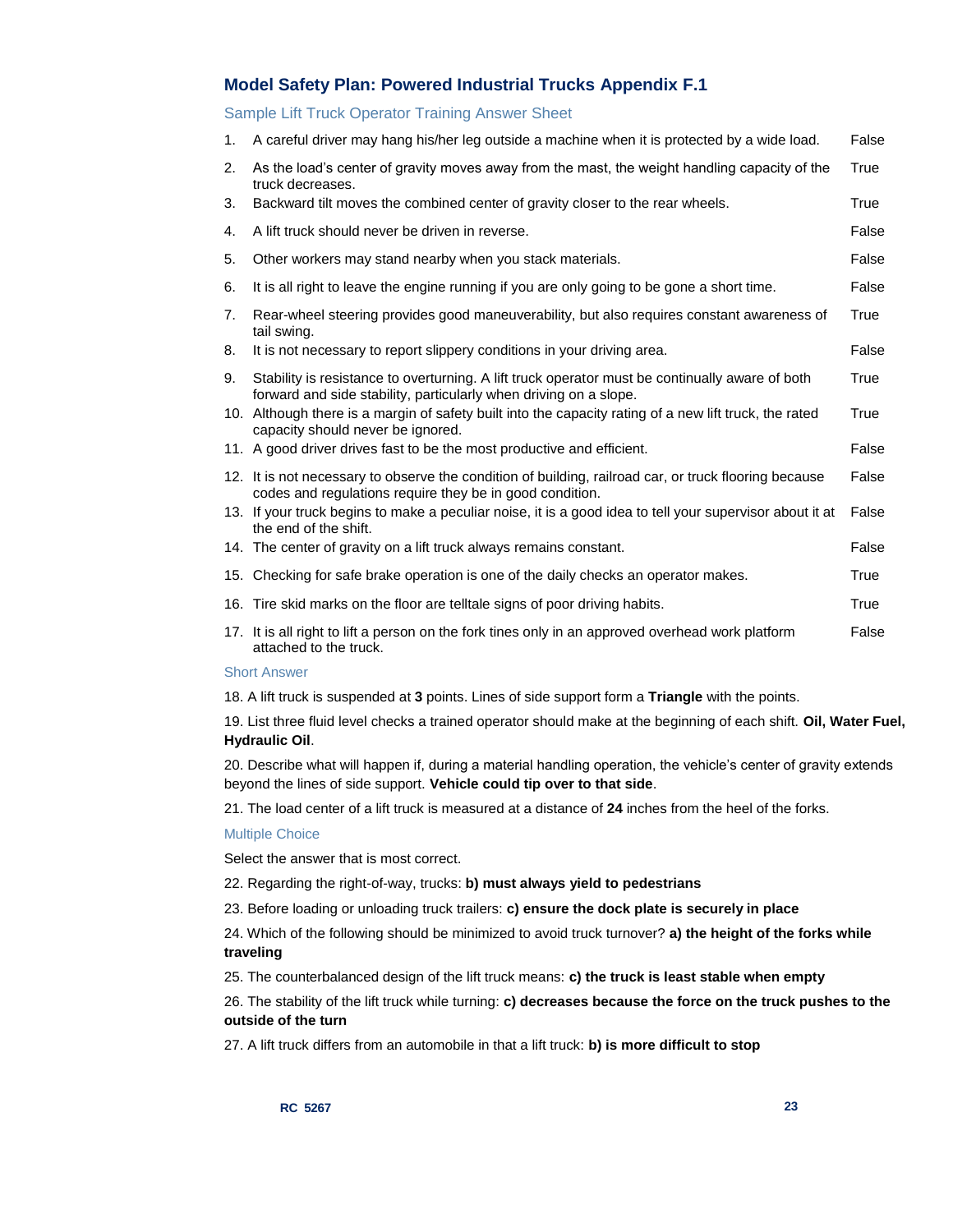## Model Safety Plan: Powered Industrial Trucks Appendix F.1

### Sample Lift Truck Operator Training Answer Sheet

| | | |
|---|---|---|
| 1. | A careful driver may hang his/her leg outside a machine when it is protected by a wide load. | False |
| 2. | As the load's center of gravity moves away from the mast, the weight handling capacity of the truck decreases. | True |
| 3. | Backward tilt moves the combined center of gravity closer to the rear wheels. | True |
| 4. | A lift truck should never be driven in reverse. | False |
| 5. | Other workers may stand nearby when you stack materials. | False |
| 6. | It is all right to leave the engine running if you are only going to be gone a short time. | False |
| 7. | Rear-wheel steering provides good maneuverability, but also requires constant awareness of tail swing. | True |
| 8. | It is not necessary to report slippery conditions in your driving area. | False |
| 9. | Stability is resistance to overturning. A lift truck operator must be continually aware of both forward and side stability, particularly when driving on a slope. | True |
| 10. | Although there is a margin of safety built into the capacity rating of a new lift truck, the rated capacity should never be ignored. | True |
| 11. | A good driver drives fast to be the most productive and efficient. | False |
| 12. | It is not necessary to observe the condition of building, railroad car, or truck flooring because codes and regulations require they be in good condition. | False |
| 13. | If your truck begins to make a peculiar noise, it is a good idea to tell your supervisor about it at the end of the shift. | False |
| 14. | The center of gravity on a lift truck always remains constant. | False |
| 15. | Checking for safe brake operation is one of the daily checks an operator makes. | True |
| 16. | Tire skid marks on the floor are telltale signs of poor driving habits. | True |
| 17. | It is all right to lift a person on the fork tines only in an approved overhead work platform attached to the truck. | False |

### Short Answer

18. A lift truck is suspended at **3** points. Lines of side support form a **Triangle** with the points.

19. List three fluid level checks a trained operator should make at the beginning of each shift. **Oil, Water Fuel, Hydraulic Oil**.

20. Describe what will happen if, during a material handling operation, the vehicle's center of gravity extends beyond the lines of side support. **Vehicle could tip over to that side**.

21. The load center of a lift truck is measured at a distance of **24** inches from the heel of the forks.

### Multiple Choice

Select the answer that is most correct.

22. Regarding the right-of-way, trucks: **b) must always yield to pedestrians**

23. Before loading or unloading truck trailers: **c) ensure the dock plate is securely in place**

24. Which of the following should be minimized to avoid truck turnover? **a) the height of the forks while traveling**

25. The counterbalanced design of the lift truck means: **c) the truck is least stable when empty**

26. The stability of the lift truck while turning: **c) decreases because the force on the truck pushes to the outside of the turn**

27. A lift truck differs from an automobile in that a lift truck: **b) is more difficult to stop**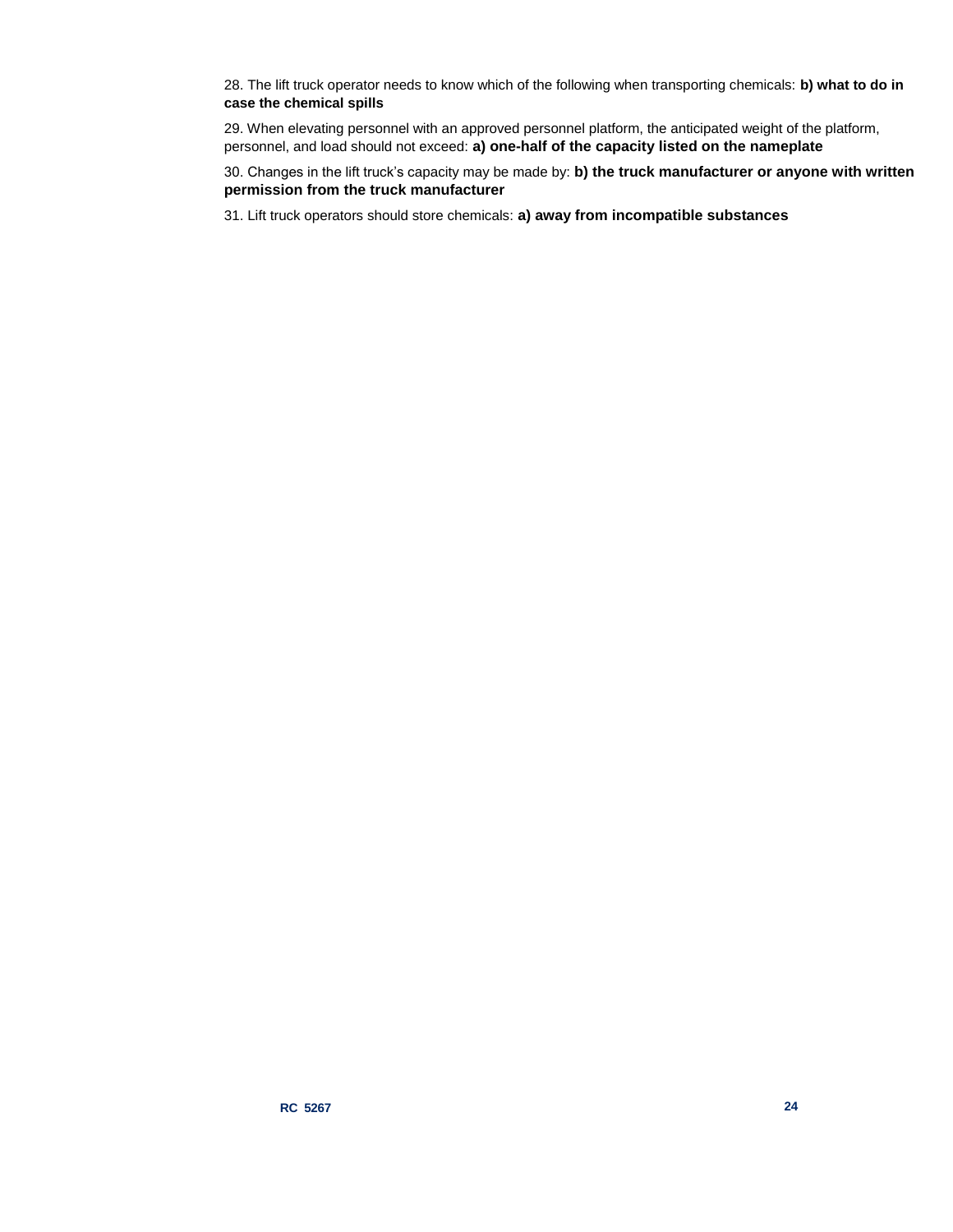28. The lift truck operator needs to know which of the following when transporting chemicals: **b) what to do in case the chemical spills**

29. When elevating personnel with an approved personnel platform, the anticipated weight of the platform, personnel, and load should not exceed: **a) one-half of the capacity listed on the nameplate**

30. Changes in the lift truck's capacity may be made by: **b) the truck manufacturer or anyone with written permission from the truck manufacturer**

31. Lift truck operators should store chemicals: **a) away from incompatible substances**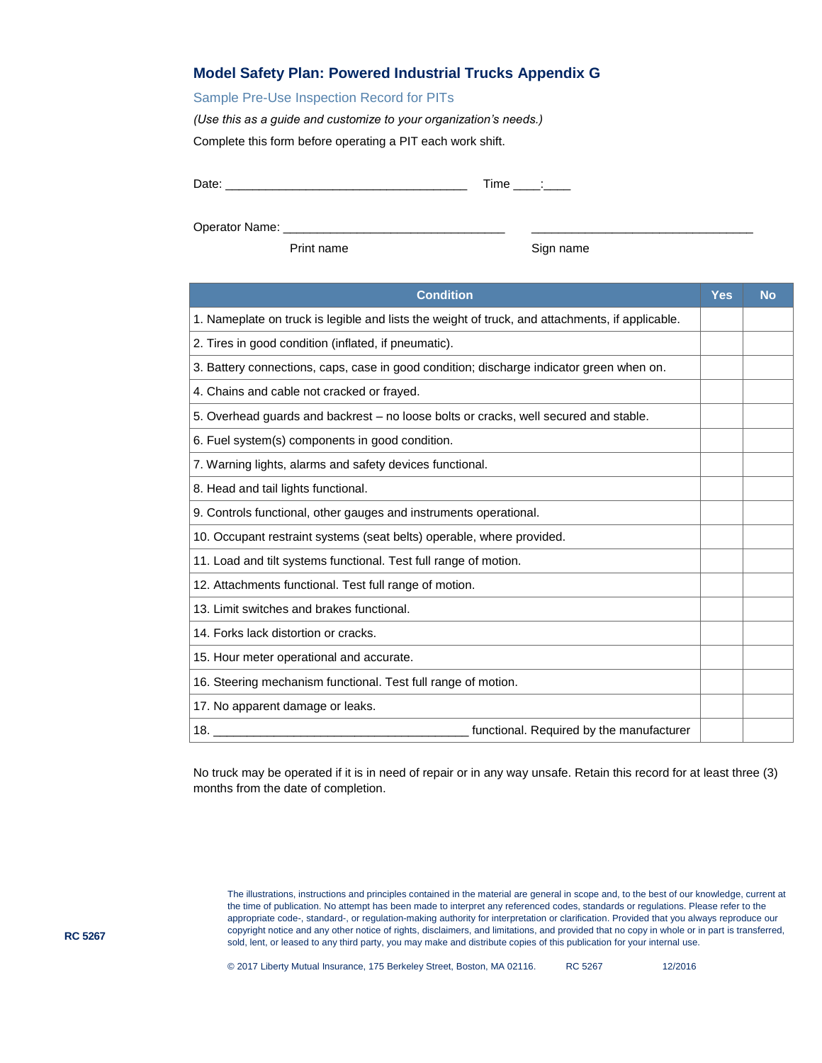## Model Safety Plan: Powered Industrial Trucks Appendix G

### Sample Pre-Use Inspection Record for PITs

*(Use this as a guide and customize to your organization's needs.)*

Complete this form before operating a PIT each work shift.

Date: ___________________________________ Time ____:____

Operator Name: ________________________________ ________________________________

Print name Sign name

| Condition | Yes | No |
|---|---|---|
| 1. Nameplate on truck is legible and lists the weight of truck, and attachments, if applicable. | | |
| 2. Tires in good condition (inflated, if pneumatic). | | |
| 3. Battery connections, caps, case in good condition; discharge indicator green when on. | | |
| 4. Chains and cable not cracked or frayed. | | |
| 5. Overhead guards and backrest – no loose bolts or cracks, well secured and stable. | | |
| 6. Fuel system(s) components in good condition. | | |
| 7. Warning lights, alarms and safety devices functional. | | |
| 8. Head and tail lights functional. | | |
| 9. Controls functional, other gauges and instruments operational. | | |
| 10. Occupant restraint systems (seat belts) operable, where provided. | | |
| 11. Load and tilt systems functional. Test full range of motion. | | |
| 12. Attachments functional. Test full range of motion. | | |
| 13. Limit switches and brakes functional. | | |
| 14. Forks lack distortion or cracks. | | |
| 15. Hour meter operational and accurate. | | |
| 16. Steering mechanism functional. Test full range of motion. | | |
| 17. No apparent damage or leaks. | | |
| 18. _____________________________________ functional. Required by the manufacturer | | |

No truck may be operated if it is in need of repair or in any way unsafe. Retain this record for at least three (3) months from the date of completion.

RC 5267

The illustrations, instructions and principles contained in the material are general in scope and, to the best of our knowledge, current at the time of publication. No attempt has been made to interpret any referenced codes, standards or regulations. Please refer to the appropriate code-, standard-, or regulation-making authority for interpretation or clarification. Provided that you always reproduce our copyright notice and any other notice of rights, disclaimers, and limitations, and provided that no copy in whole or in part is transferred, sold, lent, or leased to any third party, you may make and distribute copies of this publication for your internal use.

© 2017 Liberty Mutual Insurance, 175 Berkeley Street, Boston, MA 02116. RC 5267 12/2016